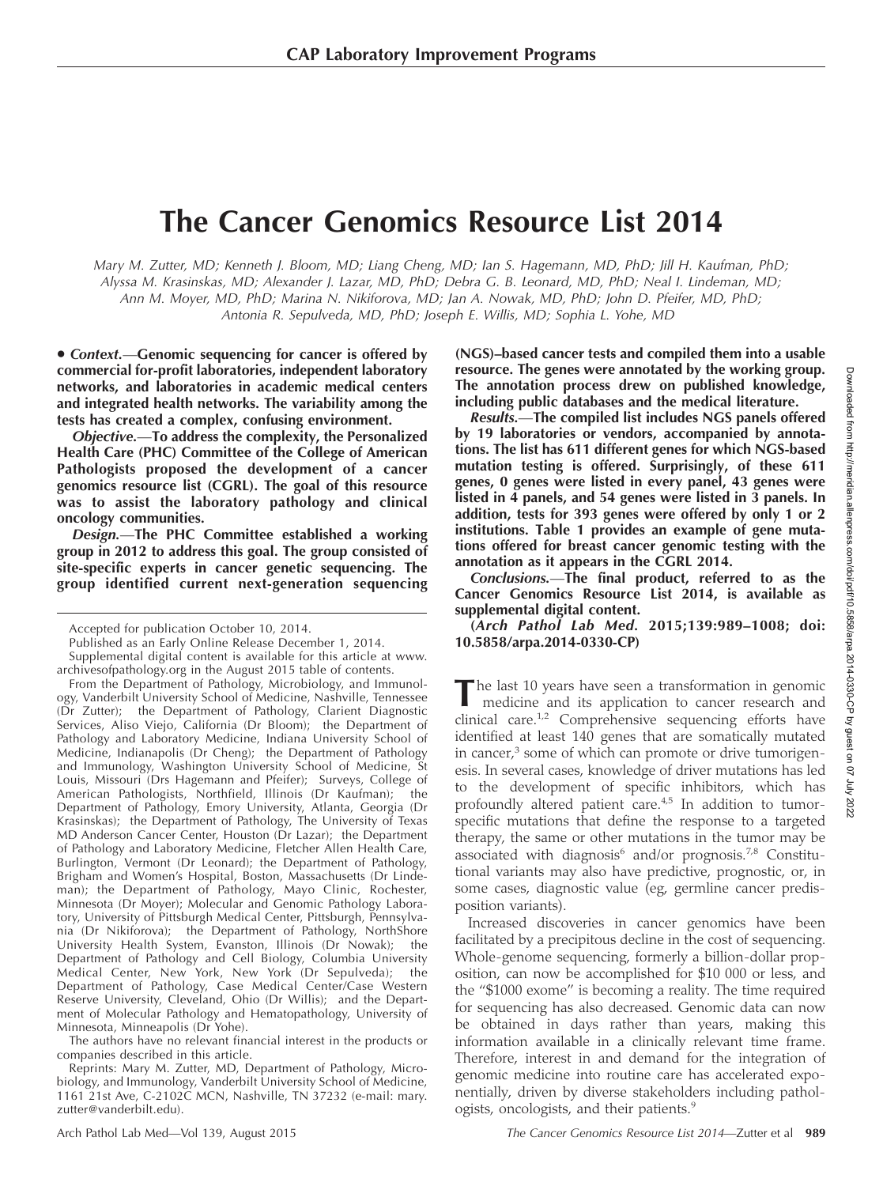# The Cancer Genomics Resource List 2014

*Mary M. Zutter, MD; Kenneth J. Bloom, MD; Liang Cheng, MD; Ian S. Hagemann, MD, PhD; Jill H. Kaufman, PhD; Alyssa M. Krasinskas, MD; Alexander J. Lazar, MD, PhD; Debra G. B. Leonard, MD, PhD; Neal I. Lindeman, MD; Ann M. Moyer, MD, PhD; Marina N. Nikiforova, MD; Jan A. Nowak, MD, PhD; John D. Pfeifer, MD, PhD; Antonia R. Sepulveda, MD, PhD; Joseph E. Willis, MD; Sophia L. Yohe, MD*

• ***Context.***—**Genomic sequencing for cancer is offered by commercial for-profit laboratories, independent laboratory networks, and laboratories in academic medical centers and integrated health networks. The variability among the tests has created a complex, confusing environment.**

***Objective.***—**To address the complexity, the Personalized Health Care (PHC) Committee of the College of American Pathologists proposed the development of a cancer genomics resource list (CGRL). The goal of this resource was to assist the laboratory pathology and clinical oncology communities.**

***Design.***—**The PHC Committee established a working group in 2012 to address this goal. The group consisted of site-specific experts in cancer genetic sequencing. The group identified current next-generation sequencing (NGS)–based cancer tests and compiled them into a usable resource. The genes were annotated by the working group. The annotation process drew on published knowledge, including public databases and the medical literature.**

***Results.***—**The compiled list includes NGS panels offered by 19 laboratories or vendors, accompanied by annotations. The list has 611 different genes for which NGS-based mutation testing is offered. Surprisingly, of these 611 genes, 0 genes were listed in every panel, 43 genes were listed in 4 panels, and 54 genes were listed in 3 panels. In addition, tests for 393 genes were offered by only 1 or 2 institutions. Table 1 provides an example of gene mutations offered for breast cancer genomic testing with the annotation as it appears in the CGRL 2014.**

***Conclusions.***—**The final product, referred to as the Cancer Genomics Resource List 2014, is available as supplemental digital content.**

**(*Arch Pathol Lab Med.* 2015;139:989–1008; doi: 10.5858/arpa.2014-0330-CP)**

Accepted for publication October 10, 2014.

Published as an Early Online Release December 1, 2014.

Supplemental digital content is available for this article at www.archivesofpathology.org in the August 2015 table of contents.

From the Department of Pathology, Microbiology, and Immunology, Vanderbilt University School of Medicine, Nashville, Tennessee (Dr Zutter); the Department of Pathology, Clarient Diagnostic Services, Aliso Viejo, California (Dr Bloom); the Department of Pathology and Laboratory Medicine, Indiana University School of Medicine, Indianapolis (Dr Cheng); the Department of Pathology and Immunology, Washington University School of Medicine, St Louis, Missouri (Drs Hagemann and Pfeifer); Surveys, College of American Pathologists, Northfield, Illinois (Dr Kaufman); the Department of Pathology, Emory University, Atlanta, Georgia (Dr Krasinskas); the Department of Pathology, The University of Texas MD Anderson Cancer Center, Houston (Dr Lazar); the Department of Pathology and Laboratory Medicine, Fletcher Allen Health Care, Burlington, Vermont (Dr Leonard); the Department of Pathology, Brigham and Women's Hospital, Boston, Massachusetts (Dr Lindeman); the Department of Pathology, Mayo Clinic, Rochester, Minnesota (Dr Moyer); Molecular and Genomic Pathology Laboratory, University of Pittsburgh Medical Center, Pittsburgh, Pennsylvania (Dr Nikiforova); the Department of Pathology, NorthShore University Health System, Evanston, Illinois (Dr Nowak); the Department of Pathology and Cell Biology, Columbia University Medical Center, New York, New York (Dr Sepulveda); the Department of Pathology, Case Medical Center/Case Western Reserve University, Cleveland, Ohio (Dr Willis); and the Department of Molecular Pathology and Hematopathology, University of Minnesota, Minneapolis (Dr Yohe).

The authors have no relevant financial interest in the products or companies described in this article.

Reprints: Mary M. Zutter, MD, Department of Pathology, Microbiology, and Immunology, Vanderbilt University School of Medicine, 1161 21st Ave, C-2102C MCN, Nashville, TN 37232 (e-mail: mary.zutter@vanderbilt.edu).

The last 10 years have seen a transformation in genomic medicine and its application to cancer research and clinical care.[1,2] Comprehensive sequencing efforts have identified at least 140 genes that are somatically mutated in cancer,[3] some of which can promote or drive tumorigenesis. In several cases, knowledge of driver mutations has led to the development of specific inhibitors, which has profoundly altered patient care.[4,5] In addition to tumor-specific mutations that define the response to a targeted therapy, the same or other mutations in the tumor may be associated with diagnosis[6] and/or prognosis.[7,8] Constitutional variants may also have predictive, prognostic, or, in some cases, diagnostic value (eg, germline cancer predisposition variants).

Increased discoveries in cancer genomics have been facilitated by a precipitous decline in the cost of sequencing. Whole-genome sequencing, formerly a billion-dollar proposition, can now be accomplished for $10 000 or less, and the "$1000 exome" is becoming a reality. The time required for sequencing has also decreased. Genomic data can now be obtained in days rather than years, making this information available in a clinically relevant time frame. Therefore, interest in and demand for the integration of genomic medicine into routine care has accelerated exponentially, driven by diverse stakeholders including pathologists, oncologists, and their patients.[9]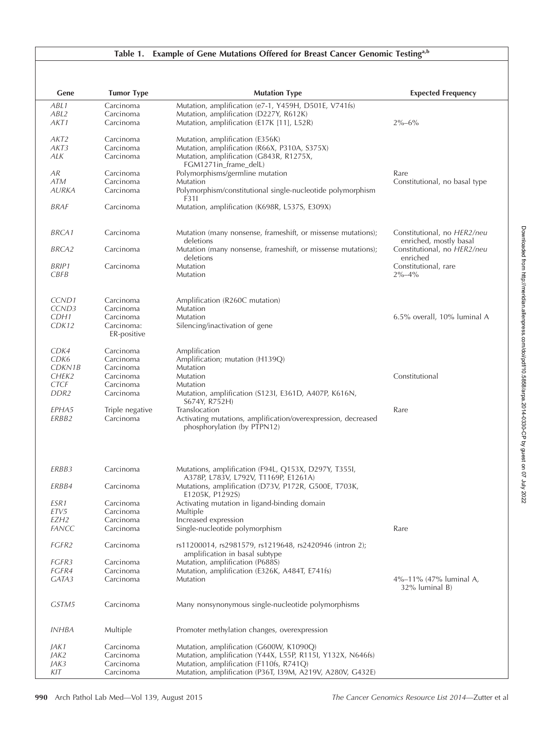**Table 1. Example of Gene Mutations Offered for Breast Cancer Genomic Testing[a,b]**

| Gene | Tumor Type | Mutation Type | Expected Frequency |
|---|---|---|---|
| *ABL1* | Carcinoma | Mutation, amplification (e7-1, Y459H, D501E, V741fs) | |
| *ABL2* | Carcinoma | Mutation, amplification (D227Y, R612K) | |
| *AKT1* | Carcinoma | Mutation, amplification (E17K [11], L52R) | 2%–6% |
| *AKT2* | Carcinoma | Mutation, amplification (E356K) | |
| *AKT3* | Carcinoma | Mutation, amplification (R66X, P310A, S375X) | |
| *ALK* | Carcinoma | Mutation, amplification (G843R, R1275X, FGM1271in_frame_delL) | |
| *AR* | Carcinoma | Polymorphisms/germline mutation | Rare |
| *ATM* | Carcinoma | Mutation | Constitutional, no basal type |
| *AURKA* | Carcinoma | Polymorphism/constitutional single-nucleotide polymorphism F31I | |
| *BRAF* | Carcinoma | Mutation, amplification (K698R, L537S, E309X) | |
| *BRCA1* | Carcinoma | Mutation (many nonsense, frameshift, or missense mutations); deletions | Constitutional, no *HER2/neu* enriched, mostly basal |
| *BRCA2* | Carcinoma | Mutation (many nonsense, frameshift, or missense mutations); deletions | Constitutional, no *HER2/neu* enriched |
| *BRIP1* | Carcinoma | Mutation | Constitutional, rare |
| *CBFB* | | Mutation | 2%–4% |
| *CCND1* | Carcinoma | Amplification (R260C mutation) | |
| *CCND3* | Carcinoma | Mutation | |
| *CDH1* | Carcinoma | Mutation | 6.5% overall, 10% luminal A |
| *CDK12* | Carcinoma: ER-positive | Silencing/inactivation of gene | |
| *CDK4* | Carcinoma | Amplification | |
| *CDK6* | Carcinoma | Amplification; mutation (H139Q) | |
| *CDKN1B* | Carcinoma | Mutation | |
| *CHEK2* | Carcinoma | Mutation | Constitutional |
| *CTCF* | Carcinoma | Mutation | |
| *DDR2* | Carcinoma | Mutation, amplification (S123I, E361D, A407P, K616N, S674Y, R752H) | |
| *EPHA5* | Triple negative | Translocation | Rare |
| *ERBB2* | Carcinoma | Activating mutations, amplification/overexpression, decreased phosphorylation (by PTPN12) | |
| *ERBB3* | Carcinoma | Mutations, amplification (F94L, Q153X, D297Y, T355I, A378P, L783V, L792V, T1169P, E1261A) | |
| *ERBB4* | Carcinoma | Mutations, amplification (D73V, P172R, G500E, T703K, E1205K, P1292S) | |
| *ESR1* | Carcinoma | Activating mutation in ligand-binding domain | |
| *ETV5* | Carcinoma | Multiple | |
| *EZH2* | Carcinoma | Increased expression | |
| *FANCC* | Carcinoma | Single-nucleotide polymorphism | Rare |
| *FGFR2* | Carcinoma | rs11200014, rs2981579, rs1219648, rs2420946 (intron 2); amplification in basal subtype | |
| *FGFR3* | Carcinoma | Mutation, amplification (P688S) | |
| *FGFR4* | Carcinoma | Mutation, amplification (E326K, A484T, E741fs) | |
| *GATA3* | Carcinoma | Mutation | 4%–11% (47% luminal A, 32% luminal B) |
| *GSTM5* | Carcinoma | Many nonsynonymous single-nucleotide polymorphisms | |
| *INHBA* | Multiple | Promoter methylation changes, overexpression | |
| *JAK1* | Carcinoma | Mutation, amplification (G600W, K1090Q) | |
| *JAK2* | Carcinoma | Mutation, amplification (Y44X, L55P, R115I, Y132X, N646fs) | |
| *JAK3* | Carcinoma | Mutation, amplification (F110fs, R741Q) | |
| *KIT* | Carcinoma | Mutation, amplification (P36T, I39M, A219V, A280V, G432E) | |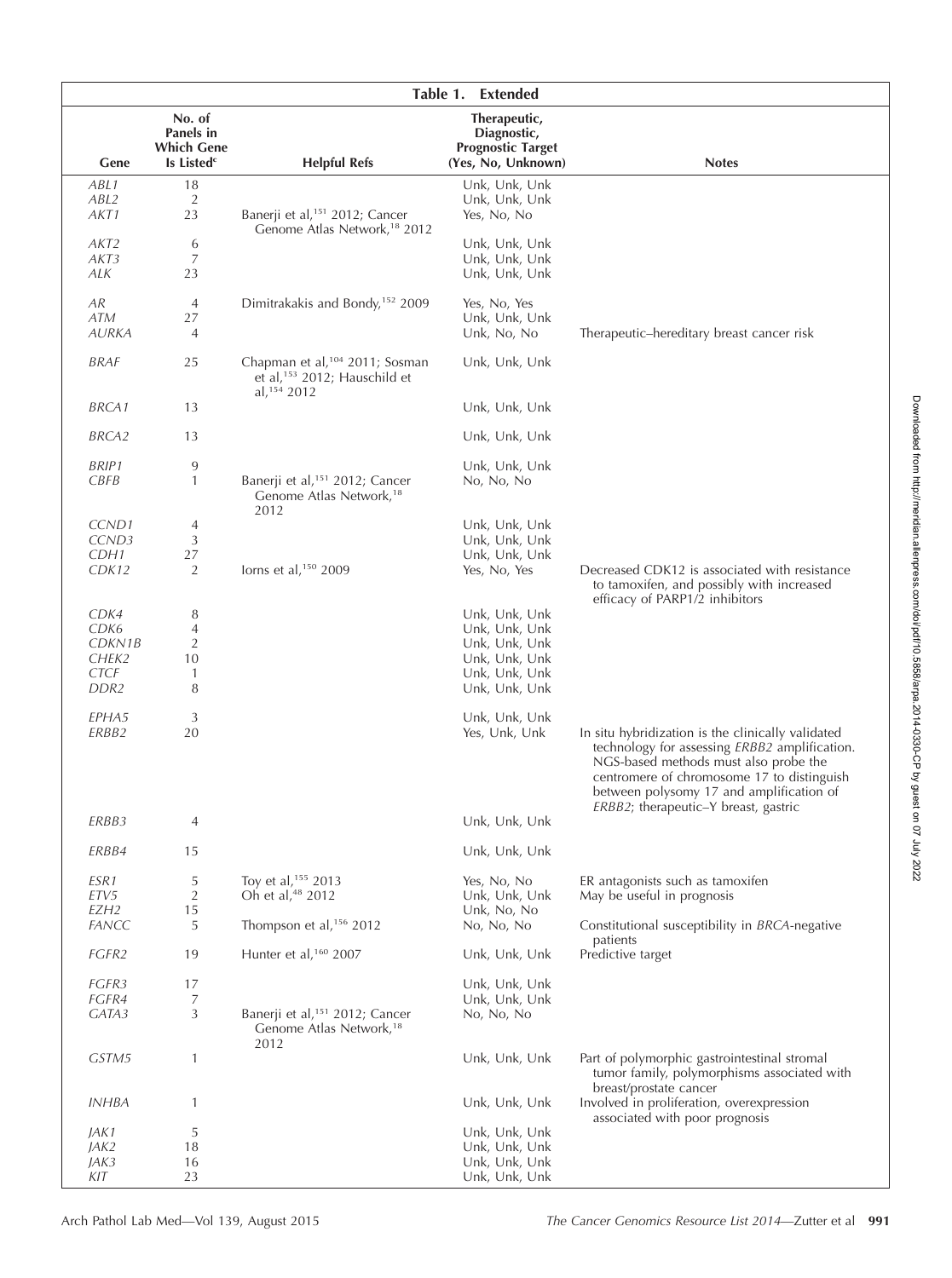**Table 1. Extended**

| Gene | No. of Panels in Which Gene Is Listed[c] | Helpful Refs | Therapeutic, Diagnostic, Prognostic Target (Yes, No, Unknown) | Notes |
|---|---|---|---|---|
| *ABL1* | 18 | | Unk, Unk, Unk | |
| *ABL2* | 2 | | Unk, Unk, Unk | |
| *AKT1* | 23 | Banerji et al,[151] 2012; Cancer Genome Atlas Network,[18] 2012 | Yes, No, No | |
| *AKT2* | 6 | | Unk, Unk, Unk | |
| *AKT3* | 7 | | Unk, Unk, Unk | |
| *ALK* | 23 | | Unk, Unk, Unk | |
| *AR* | 4 | Dimitrakakis and Bondy,[152] 2009 | Yes, No, Yes | |
| *ATM* | 27 | | Unk, Unk, Unk | |
| *AURKA* | 4 | | Unk, No, No | Therapeutic–hereditary breast cancer risk |
| *BRAF* | 25 | Chapman et al,[104] 2011; Sosman et al,[153] 2012; Hauschild et al,[154] 2012 | Unk, Unk, Unk | |
| *BRCA1* | 13 | | Unk, Unk, Unk | |
| *BRCA2* | 13 | | Unk, Unk, Unk | |
| *BRIP1* | 9 | | Unk, Unk, Unk | |
| *CBFB* | 1 | Banerji et al,[151] 2012; Cancer Genome Atlas Network,[18] 2012 | No, No, No | |
| *CCND1* | 4 | | Unk, Unk, Unk | |
| *CCND3* | 3 | | Unk, Unk, Unk | |
| *CDH1* | 27 | | Unk, Unk, Unk | |
| *CDK12* | 2 | Iorns et al,[150] 2009 | Yes, No, Yes | Decreased CDK12 is associated with resistance to tamoxifen, and possibly with increased efficacy of PARP1/2 inhibitors |
| *CDK4* | 8 | | Unk, Unk, Unk | |
| *CDK6* | 4 | | Unk, Unk, Unk | |
| *CDKN1B* | 2 | | Unk, Unk, Unk | |
| *CHEK2* | 10 | | Unk, Unk, Unk | |
| *CTCF* | 1 | | Unk, Unk, Unk | |
| *DDR2* | 8 | | Unk, Unk, Unk | |
| *EPHA5* | 3 | | Unk, Unk, Unk | |
| *ERBB2* | 20 | | Yes, Unk, Unk | In situ hybridization is the clinically validated technology for assessing *ERBB2* amplification. NGS-based methods must also probe the centromere of chromosome 17 to distinguish between polysomy 17 and amplification of *ERBB2*; therapeutic–Y breast, gastric |
| *ERBB3* | 4 | | Unk, Unk, Unk | |
| *ERBB4* | 15 | | Unk, Unk, Unk | |
| *ESR1* | 5 | Toy et al,[155] 2013 | Yes, No, No | ER antagonists such as tamoxifen |
| *ETV5* | 2 | Oh et al,[48] 2012 | Unk, Unk, Unk | May be useful in prognosis |
| *EZH2* | 15 | | Unk, No, No | |
| *FANCC* | 5 | Thompson et al,[156] 2012 | No, No, No | Constitutional susceptibility in *BRCA*-negative patients |
| *FGFR2* | 19 | Hunter et al,[160] 2007 | Unk, Unk, Unk | Predictive target |
| *FGFR3* | 17 | | Unk, Unk, Unk | |
| *FGFR4* | 7 | | Unk, Unk, Unk | |
| *GATA3* | 3 | Banerji et al,[151] 2012; Cancer Genome Atlas Network,[18] 2012 | No, No, No | |
| *GSTM5* | 1 | | Unk, Unk, Unk | Part of polymorphic gastrointestinal stromal tumor family, polymorphisms associated with breast/prostate cancer |
| *INHBA* | 1 | | Unk, Unk, Unk | Involved in proliferation, overexpression associated with poor prognosis |
| *JAK1* | 5 | | Unk, Unk, Unk | |
| *JAK2* | 18 | | Unk, Unk, Unk | |
| *JAK3* | 16 | | Unk, Unk, Unk | |
| *KIT* | 23 | | Unk, Unk, Unk | |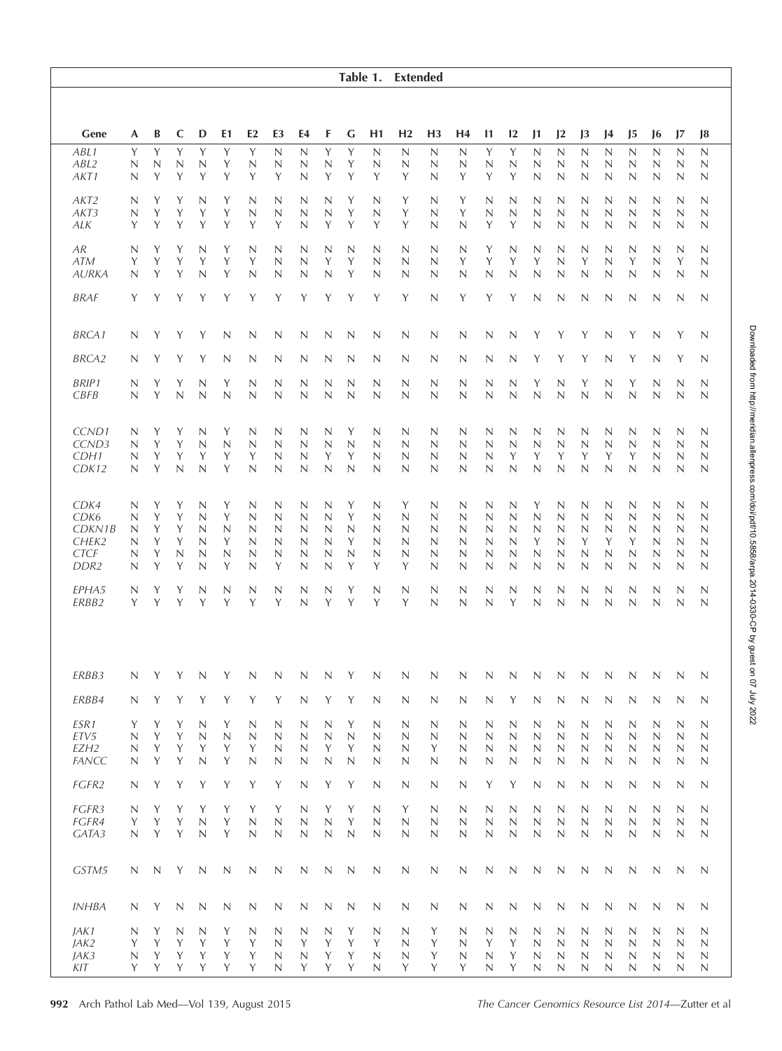**Table 1. Extended**

| Gene | A | B | C | D | E1 | E2 | E3 | E4 | F | G | H1 | H2 | H3 | H4 | I1 | I2 | J1 | J2 | J3 | J4 | J5 | J6 | J7 | J8 |
|---|---|---|---|---|---|---|---|---|---|---|---|---|---|---|---|---|---|---|---|---|---|---|---|---|
| *ABL1* | Y | Y | Y | Y | Y | Y | N | N | Y | Y | N | N | N | N | Y | Y | N | N | N | N | N | N | N | N |
| *ABL2* | N | N | N | N | Y | N | N | N | N | Y | N | N | N | N | N | N | N | N | N | N | N | N | N | N |
| *AKT1* | N | Y | Y | Y | Y | Y | Y | N | Y | Y | Y | Y | N | Y | Y | Y | N | N | N | N | N | N | N | N |
| *AKT2* | N | Y | Y | N | Y | N | N | N | N | Y | N | Y | N | Y | N | N | N | N | N | N | N | N | N | N |
| *AKT3* | N | Y | Y | Y | Y | N | N | N | N | Y | N | Y | N | Y | N | N | N | N | N | N | N | N | N | N |
| *ALK* | Y | Y | Y | Y | Y | Y | Y | N | Y | Y | Y | Y | N | N | Y | Y | N | N | N | N | N | N | N | N |
| *AR* | N | Y | Y | N | Y | N | N | N | N | N | N | N | N | N | Y | N | N | N | N | N | N | N | N | N |
| *ATM* | Y | Y | Y | Y | Y | Y | N | N | Y | Y | N | N | N | Y | Y | Y | Y | N | Y | N | Y | N | Y | N |
| *AURKA* | N | Y | Y | N | Y | N | N | N | N | Y | N | N | N | N | N | N | N | N | N | N | N | N | N | N |
| *BRAF* | Y | Y | Y | Y | Y | Y | Y | Y | Y | Y | Y | Y | N | Y | Y | Y | N | N | N | N | N | N | N | N |
| *BRCA1* | N | Y | Y | Y | N | N | N | N | N | N | N | N | N | N | N | N | Y | Y | Y | N | Y | N | Y | N |
| *BRCA2* | N | Y | Y | Y | N | N | N | N | N | N | N | N | N | N | N | N | Y | Y | Y | N | Y | N | Y | N |
| *BRIP1* | N | Y | Y | N | Y | N | N | N | N | N | N | N | N | N | N | N | Y | N | Y | N | Y | N | N | N |
| *CBFB* | N | Y | N | N | N | N | N | N | N | N | N | N | N | N | N | N | N | N | N | N | N | N | N | N |
| *CCND1* | N | Y | Y | N | Y | N | N | N | N | Y | N | N | N | N | N | N | N | N | N | N | N | N | N | N |
| *CCND3* | N | Y | Y | N | N | N | N | N | N | N | N | N | N | N | N | N | N | N | N | N | N | N | N | N |
| *CDH1* | N | Y | Y | Y | Y | Y | N | N | Y | Y | N | N | N | N | N | Y | Y | Y | Y | Y | Y | N | N | N |
| *CDK12* | N | Y | N | N | Y | N | N | N | N | N | N | N | N | N | N | N | N | N | N | N | N | N | N | N |
| *CDK4* | N | Y | Y | N | Y | N | N | N | N | Y | N | Y | N | N | N | N | Y | N | N | N | N | N | N | N |
| *CDK6* | N | Y | Y | N | Y | N | N | N | N | Y | N | N | N | N | N | N | N | N | N | N | N | N | N | N |
| *CDKN1B* | N | Y | Y | N | N | N | N | N | N | N | N | N | N | N | N | N | N | N | N | N | N | N | N | N |
| *CHEK2* | N | Y | Y | N | Y | N | N | N | N | Y | N | N | N | N | N | N | Y | N | Y | Y | Y | N | N | N |
| *CTCF* | N | Y | N | N | N | N | N | N | N | N | N | N | N | N | N | N | N | N | N | N | N | N | N | N |
| *DDR2* | N | Y | Y | N | Y | N | Y | N | N | Y | Y | Y | N | N | N | N | N | N | N | N | N | N | N | N |
| *EPHA5* | N | Y | Y | N | N | N | N | N | N | Y | N | N | N | N | N | N | N | N | N | N | N | N | N | N |
| *ERBB2* | Y | Y | Y | Y | Y | Y | Y | N | Y | Y | Y | Y | N | N | N | Y | N | N | N | N | N | N | N | N |
| *ERBB3* | N | Y | Y | N | Y | N | N | N | N | Y | N | N | N | N | N | N | N | N | N | N | N | N | N | N |
| *ERBB4* | N | Y | Y | Y | Y | Y | Y | N | Y | Y | N | N | N | N | N | Y | N | N | N | N | N | N | N | N |
| *ESR1* | Y | Y | Y | N | Y | N | N | N | N | Y | N | N | N | N | N | N | N | N | N | N | N | N | N | N |
| *ETV5* | N | Y | Y | N | N | N | N | N | N | N | N | N | N | N | N | N | N | N | N | N | N | N | N | N |
| *EZH2* | N | Y | Y | Y | Y | Y | N | N | Y | Y | N | N | Y | N | N | N | N | N | N | N | N | N | N | N |
| *FANCC* | N | Y | Y | N | Y | N | N | N | N | N | N | N | N | N | N | N | N | N | N | N | N | N | N | N |
| *FGFR2* | N | Y | Y | Y | Y | Y | Y | N | Y | Y | N | N | N | N | Y | Y | N | N | N | N | N | N | N | N |
| *FGFR3* | N | Y | Y | Y | Y | Y | Y | N | Y | Y | N | Y | N | N | N | N | N | N | N | N | N | N | N | N |
| *FGFR4* | Y | Y | Y | N | Y | N | N | N | N | Y | N | N | N | N | N | N | N | N | N | N | N | N | N | N |
| *GATA3* | N | Y | Y | N | Y | N | N | N | N | N | N | N | N | N | N | N | N | N | N | N | N | N | N | N |
| *GSTM5* | N | N | Y | N | N | N | N | N | N | N | N | N | N | N | N | N | N | N | N | N | N | N | N | N |
| *INHBA* | N | Y | N | N | N | N | N | N | N | N | N | N | N | N | N | N | N | N | N | N | N | N | N | N |
| *JAK1* | N | Y | N | N | Y | N | N | N | N | Y | N | N | Y | N | N | N | N | N | N | N | N | N | N | N |
| *JAK2* | Y | Y | Y | Y | Y | Y | N | Y | Y | Y | Y | N | Y | N | Y | Y | N | N | N | N | N | N | N | N |
| *JAK3* | N | Y | Y | Y | Y | Y | N | N | Y | Y | N | N | Y | N | N | Y | N | N | N | N | N | N | N | N |
| *KIT* | Y | Y | Y | Y | Y | Y | N | Y | Y | Y | N | Y | Y | Y | N | Y | N | N | N | N | N | N | N | N |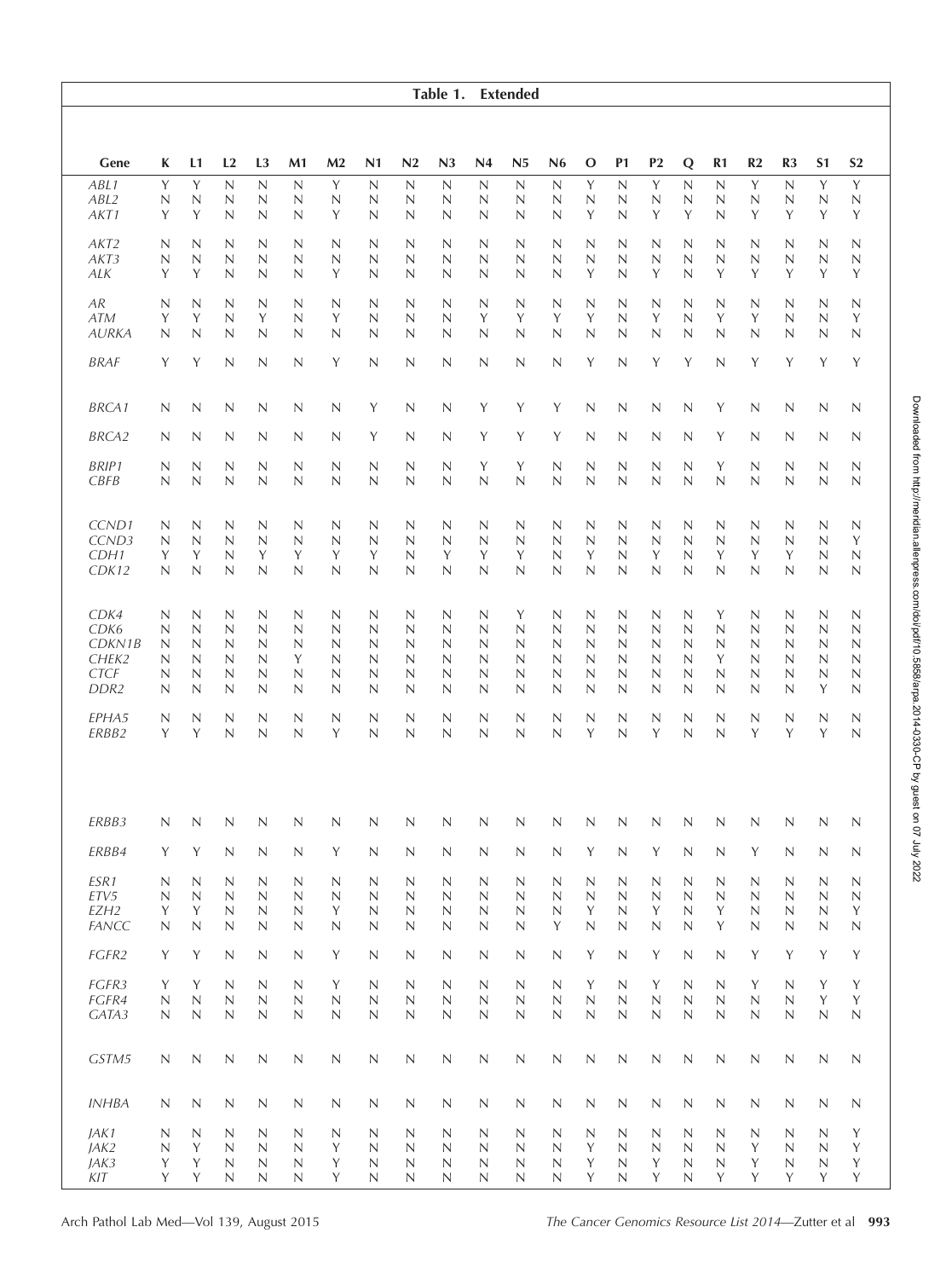**Table 1. Extended**

| Gene | K | L1 | L2 | L3 | M1 | M2 | N1 | N2 | N3 | N4 | N5 | N6 | O | P1 | P2 | Q | R1 | R2 | R3 | S1 | S2 |
|---|---|---|---|---|---|---|---|---|---|---|---|---|---|---|---|---|---|---|---|---|---|
| *ABL1* | Y | Y | N | N | N | Y | N | N | N | N | N | N | Y | N | Y | N | N | Y | N | Y | Y |
| *ABL2* | N | N | N | N | N | N | N | N | N | N | N | N | N | N | N | N | N | N | N | N | N |
| *AKT1* | Y | Y | N | N | N | Y | N | N | N | N | N | N | Y | N | Y | Y | N | Y | Y | Y | Y |
| *AKT2* | N | N | N | N | N | N | N | N | N | N | N | N | N | N | N | N | N | N | N | N | N |
| *AKT3* | N | N | N | N | N | N | N | N | N | N | N | N | N | N | N | N | N | N | N | N | N |
| *ALK* | Y | Y | N | N | N | Y | N | N | N | N | N | N | Y | N | Y | N | Y | Y | Y | Y | Y |
| *AR* | N | N | N | N | N | N | N | N | N | N | N | N | N | N | N | N | N | N | N | N | N |
| *ATM* | Y | Y | N | Y | N | Y | N | N | N | Y | Y | Y | Y | N | Y | N | Y | Y | N | N | Y |
| *AURKA* | N | N | N | N | N | N | N | N | N | N | N | N | N | N | N | N | N | N | N | N | N |
| *BRAF* | Y | Y | N | N | N | Y | N | N | N | N | N | N | Y | N | Y | Y | N | Y | Y | Y | Y |
| *BRCA1* | N | N | N | N | N | N | Y | N | N | Y | Y | Y | N | N | N | N | Y | N | N | N | N |
| *BRCA2* | N | N | N | N | N | N | Y | N | N | Y | Y | Y | N | N | N | N | Y | N | N | N | N |
| *BRIP1* | N | N | N | N | N | N | N | N | N | Y | Y | N | N | N | N | N | Y | N | N | N | N |
| *CBFB* | N | N | N | N | N | N | N | N | N | N | N | N | N | N | N | N | N | N | N | N | N |
| *CCND1* | N | N | N | N | N | N | N | N | N | N | N | N | N | N | N | N | N | N | N | N | N |
| *CCND3* | N | N | N | N | N | N | N | N | N | N | N | N | N | N | N | N | N | N | N | N | Y |
| *CDH1* | Y | Y | N | Y | Y | Y | Y | N | Y | Y | Y | N | Y | N | Y | N | Y | Y | Y | N | N |
| *CDK12* | N | N | N | N | N | N | N | N | N | N | N | N | N | N | N | N | N | N | N | N | N |
| *CDK4* | N | N | N | N | N | N | N | N | N | N | Y | N | N | N | N | N | Y | N | N | N | N |
| *CDK6* | N | N | N | N | N | N | N | N | N | N | N | N | N | N | N | N | N | N | N | N | N |
| *CDKN1B* | N | N | N | N | N | N | N | N | N | N | N | N | N | N | N | N | N | N | N | N | N |
| *CHEK2* | N | N | N | N | Y | N | N | N | N | N | N | N | N | N | N | N | Y | N | N | N | N |
| *CTCF* | N | N | N | N | N | N | N | N | N | N | N | N | N | N | N | N | N | N | N | N | N |
| *DDR2* | N | N | N | N | N | N | N | N | N | N | N | N | N | N | N | N | N | N | N | Y | N |
| *EPHA5* | N | N | N | N | N | N | N | N | N | N | N | N | N | N | N | N | N | N | N | N | N |
| *ERBB2* | Y | Y | N | N | N | Y | N | N | N | N | N | N | Y | N | Y | N | N | Y | Y | Y | N |
| *ERBB3* | N | N | N | N | N | N | N | N | N | N | N | N | N | N | N | N | N | N | N | N | N |
| *ERBB4* | Y | Y | N | N | N | Y | N | N | N | N | N | N | Y | N | Y | N | N | Y | N | N | N |
| *ESR1* | N | N | N | N | N | N | N | N | N | N | N | N | N | N | N | N | N | N | N | N | N |
| *ETV5* | N | N | N | N | N | N | N | N | N | N | N | N | N | N | N | N | N | N | N | N | N |
| *EZH2* | Y | Y | N | N | N | Y | N | N | N | N | N | N | Y | N | Y | N | Y | N | N | N | Y |
| *FANCC* | N | N | N | N | N | N | N | N | N | N | N | Y | N | N | N | N | Y | N | N | N | N |
| *FGFR2* | Y | Y | N | N | N | Y | N | N | N | N | N | N | Y | N | Y | N | N | Y | Y | Y | Y |
| *FGFR3* | Y | Y | N | N | N | Y | N | N | N | N | N | N | Y | N | Y | N | N | Y | N | Y | Y |
| *FGFR4* | N | N | N | N | N | N | N | N | N | N | N | N | N | N | N | N | N | N | N | Y | Y |
| *GATA3* | N | N | N | N | N | N | N | N | N | N | N | N | N | N | N | N | N | N | N | N | N |
| *GSTM5* | N | N | N | N | N | N | N | N | N | N | N | N | N | N | N | N | N | N | N | N | N |
| *INHBA* | N | N | N | N | N | N | N | N | N | N | N | N | N | N | N | N | N | N | N | N | N |
| *JAK1* | N | N | N | N | N | N | N | N | N | N | N | N | N | N | N | N | N | N | N | N | Y |
| *JAK2* | N | Y | N | N | N | Y | N | N | N | N | N | N | Y | N | N | N | N | Y | N | N | Y |
| *JAK3* | Y | Y | N | N | N | Y | N | N | N | N | N | N | Y | N | Y | N | N | Y | N | N | Y |
| *KIT* | Y | Y | N | N | N | Y | N | N | N | N | N | N | Y | N | Y | N | Y | Y | Y | Y | Y |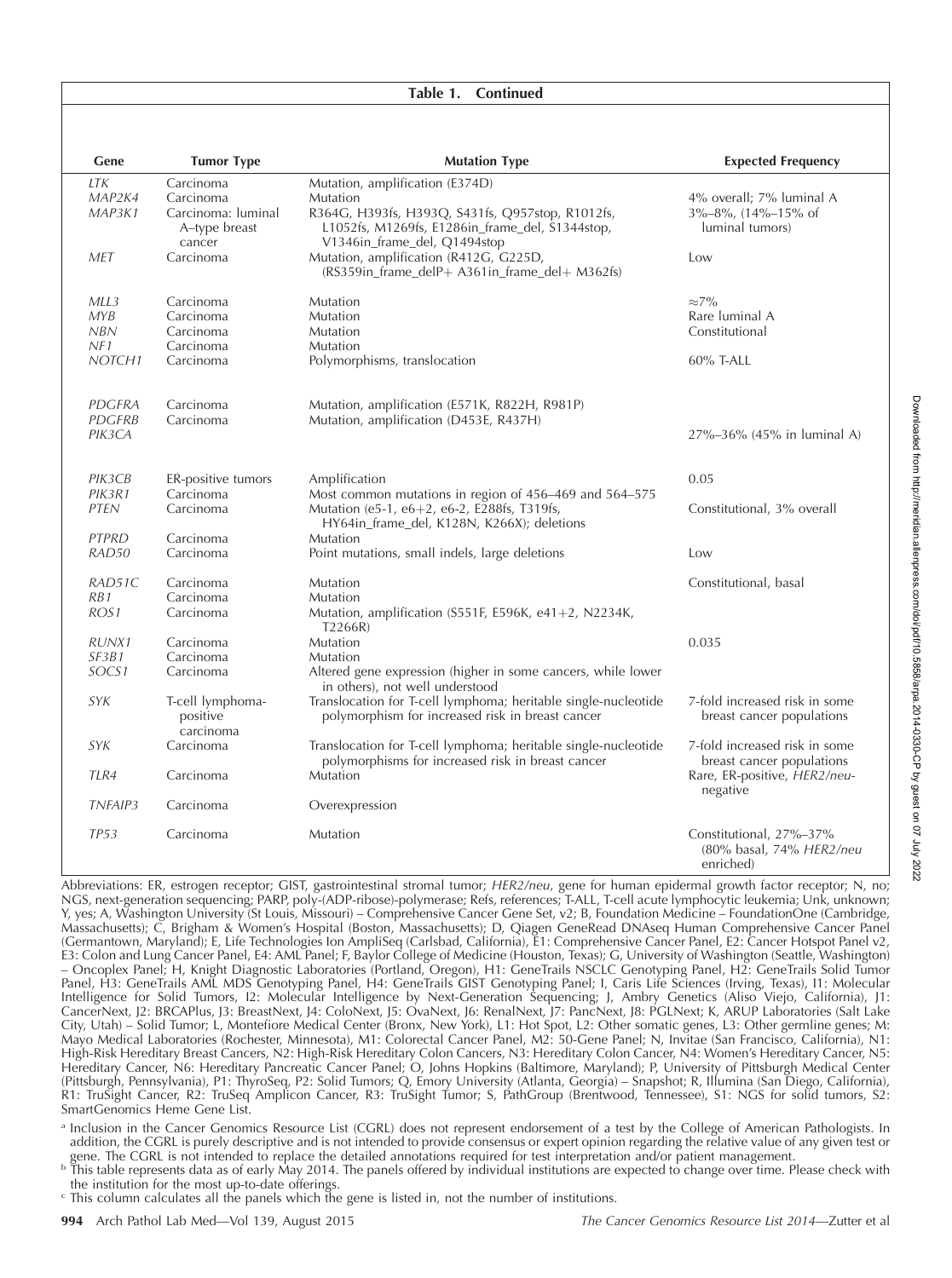**Table 1. Continued**

| Gene | Tumor Type | Mutation Type | Expected Frequency |
|---|---|---|---|
| *LTK* | Carcinoma | Mutation, amplification (E374D) | |
| *MAP2K4* | Carcinoma | Mutation | 4% overall; 7% luminal A |
| *MAP3K1* | Carcinoma: luminal A–type breast cancer | R364G, H393fs, H393Q, S431fs, Q957stop, R1012fs, L1052fs, M1269fs, E1286in_frame_del, S1344stop, V1346in_frame_del, Q1494stop | 3%–8%, (14%–15% of luminal tumors) |
| *MET* | Carcinoma | Mutation, amplification (R412G, G225D, (RS359in_frame_delP+ A361in_frame_del+ M362fs) | Low |
| *MLL3* | Carcinoma | Mutation | ≈7% |
| *MYB* | Carcinoma | Mutation | Rare luminal A |
| *NBN* | Carcinoma | Mutation | Constitutional |
| *NF1* | Carcinoma | Mutation | |
| *NOTCH1* | Carcinoma | Polymorphisms, translocation | 60% T-ALL |
| *PDGFRA* | Carcinoma | Mutation, amplification (E571K, R822H, R981P) | |
| *PDGFRB* | Carcinoma | Mutation, amplification (D453E, R437H) | |
| *PIK3CA* | | | 27%–36% (45% in luminal A) |
| *PIK3CB* | ER-positive tumors | Amplification | 0.05 |
| *PIK3R1* | Carcinoma | Most common mutations in region of 456–469 and 564–575 | |
| *PTEN* | Carcinoma | Mutation (e5-1, e6+2, e6-2, E288fs, T319fs, HY64in_frame_del, K128N, K266X); deletions | Constitutional, 3% overall |
| *PTPRD* | Carcinoma | Mutation | |
| *RAD50* | Carcinoma | Point mutations, small indels, large deletions | Low |
| *RAD51C* | Carcinoma | Mutation | Constitutional, basal |
| *RB1* | Carcinoma | Mutation | |
| *ROS1* | Carcinoma | Mutation, amplification (S551F, E596K, e41+2, N2234K, T2266R) | |
| *RUNX1* | Carcinoma | Mutation | 0.035 |
| *SF3B1* | Carcinoma | Mutation | |
| *SOCS1* | Carcinoma | Altered gene expression (higher in some cancers, while lower in others), not well understood | |
| *SYK* | T-cell lymphoma-positive carcinoma | Translocation for T-cell lymphoma; heritable single-nucleotide polymorphism for increased risk in breast cancer | 7-fold increased risk in some breast cancer populations |
| *SYK* | Carcinoma | Translocation for T-cell lymphoma; heritable single-nucleotide polymorphisms for increased risk in breast cancer | 7-fold increased risk in some breast cancer populations |
| *TLR4* | Carcinoma | Mutation | Rare, ER-positive, *HER2/neu*-negative |
| *TNFAIP3* | Carcinoma | Overexpression | |
| *TP53* | Carcinoma | Mutation | Constitutional, 27%–37% (80% basal, 74% *HER2/neu* enriched) |

Abbreviations: ER, estrogen receptor; GIST, gastrointestinal stromal tumor; *HER2/neu*, gene for human epidermal growth factor receptor; N, no; NGS, next-generation sequencing; PARP, poly-(ADP-ribose)-polymerase; Refs, references; T-ALL, T-cell acute lymphocytic leukemia; Unk, unknown; Y, yes; A, Washington University (St Louis, Missouri) – Comprehensive Cancer Gene Set, v2; B, Foundation Medicine – FoundationOne (Cambridge, Massachusetts); C, Brigham & Women's Hospital (Boston, Massachusetts); D, Qiagen GeneRead DNAseq Human Comprehensive Cancer Panel (Germantown, Maryland); E, Life Technologies Ion AmpliSeq (Carlsbad, California), E1: Comprehensive Cancer Panel, E2: Cancer Hotspot Panel v2, E3: Colon and Lung Cancer Panel, E4: AML Panel; F, Baylor College of Medicine (Houston, Texas); G, University of Washington (Seattle, Washington) – Oncoplex Panel; H, Knight Diagnostic Laboratories (Portland, Oregon), H1: GeneTrails NSCLC Genotyping Panel, H2: GeneTrails Solid Tumor Panel, H3: GeneTrails AML MDS Genotyping Panel, H4: GeneTrails GIST Genotyping Panel; I, Caris Life Sciences (Irving, Texas), I1: Molecular Intelligence for Solid Tumors, I2: Molecular Intelligence by Next-Generation Sequencing; J, Ambry Genetics (Aliso Viejo, California), J1: CancerNext, J2: BRCAPlus, J3: BreastNext, J4: ColoNext, J5: OvaNext, J6: RenalNext, J7: PancNext, J8: PGLNext; K, ARUP Laboratories (Salt Lake City, Utah) – Solid Tumor; L, Montefiore Medical Center (Bronx, New York), L1: Hot Spot, L2: Other somatic genes, L3: Other germline genes; M: Mayo Medical Laboratories (Rochester, Minnesota), M1: Colorectal Cancer Panel, M2: 50-Gene Panel; N, Invitae (San Francisco, California), N1: High-Risk Hereditary Breast Cancers, N2: High-Risk Hereditary Colon Cancers, N3: Hereditary Colon Cancer, N4: Women's Hereditary Cancer, N5: Hereditary Cancer, N6: Hereditary Pancreatic Cancer Panel; O, Johns Hopkins (Baltimore, Maryland); P, University of Pittsburgh Medical Center (Pittsburgh, Pennsylvania), P1: ThyroSeq, P2: Solid Tumors; Q, Emory University (Atlanta, Georgia) – Snapshot; R, Illumina (San Diego, California), R1: TruSight Cancer, R2: TruSeq Amplicon Cancer, R3: TruSight Tumor; S, PathGroup (Brentwood, Tennessee), S1: NGS for solid tumors, S2: SmartGenomics Heme Gene List.

[a] Inclusion in the Cancer Genomics Resource List (CGRL) does not represent endorsement of a test by the College of American Pathologists. In addition, the CGRL is purely descriptive and is not intended to provide consensus or expert opinion regarding the relative value of any given test or gene. The CGRL is not intended to replace the detailed annotations required for test interpretation and/or patient management.

[b] This table represents data as of early May 2014. The panels offered by individual institutions are expected to change over time. Please check with the institution for the most up-to-date offerings.

[c] This column calculates all the panels which the gene is listed in, not the number of institutions.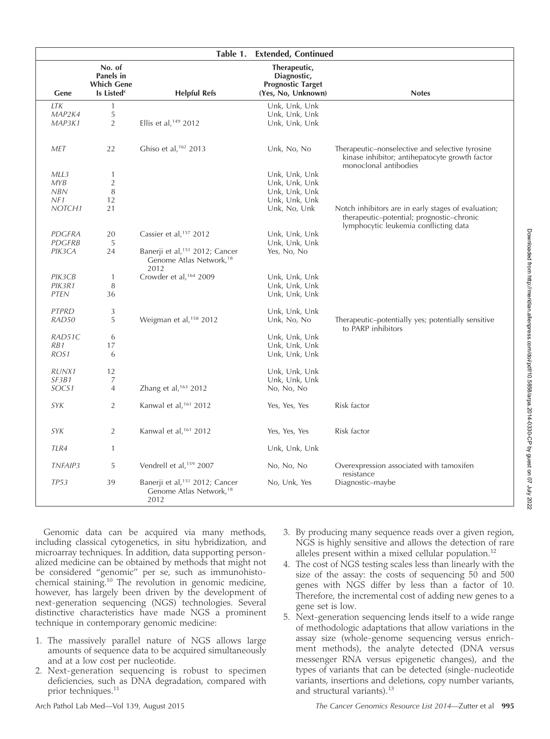**Table 1. Extended, Continued**

| Gene | No. of Panels in Which Gene Is Listed[c] | Helpful Refs | Therapeutic, Diagnostic, Prognostic Target (Yes, No, Unknown) | Notes |
|---|---|---|---|---|
| *LTK* | 1 | | Unk, Unk, Unk | |
| *MAP2K4* | 5 | | Unk, Unk, Unk | |
| *MAP3K1* | 2 | Ellis et al,[149] 2012 | Unk, Unk, Unk | |
| *MET* | 22 | Ghiso et al,[162] 2013 | Unk, No, No | Therapeutic–nonselective and selective tyrosine kinase inhibitor; antihepatocyte growth factor monoclonal antibodies |
| *MLL3* | 1 | | Unk, Unk, Unk | |
| *MYB* | 2 | | Unk, Unk, Unk | |
| *NBN* | 8 | | Unk, Unk, Unk | |
| *NF1* | 12 | | Unk, Unk, Unk | |
| *NOTCH1* | 21 | | Unk, No, Unk | Notch inhibitors are in early stages of evaluation; therapeutic–potential; prognostic–chronic lymphocytic leukemia conflicting data |
| *PDGFRA* | 20 | Cassier et al,[157] 2012 | Unk, Unk, Unk | |
| *PDGFRB* | 5 | | Unk, Unk, Unk | |
| *PIK3CA* | 24 | Banerji et al,[151] 2012; Cancer Genome Atlas Network,[18] 2012 | Yes, No, No | |
| *PIK3CB* | 1 | Crowder et al,[164] 2009 | Unk, Unk, Unk | |
| *PIK3R1* | 8 | | Unk, Unk, Unk | |
| *PTEN* | 36 | | Unk, Unk, Unk | |
| *PTPRD* | 3 | | Unk, Unk, Unk | |
| *RAD50* | 5 | Weigman et al,[158] 2012 | Unk, No, No | Therapeutic–potentially yes; potentially sensitive to PARP inhibitors |
| *RAD51C* | 6 | | Unk, Unk, Unk | |
| *RB1* | 17 | | Unk, Unk, Unk | |
| *ROS1* | 6 | | Unk, Unk, Unk | |
| *RUNX1* | 12 | | Unk, Unk, Unk | |
| *SF3B1* | 7 | | Unk, Unk, Unk | |
| *SOCS1* | 4 | Zhang et al,[163] 2012 | No, No, No | |
| *SYK* | 2 | Kanwal et al,[161] 2012 | Yes, Yes, Yes | Risk factor |
| *SYK* | 2 | Kanwal et al,[161] 2012 | Yes, Yes, Yes | Risk factor |
| *TLR4* | 1 | | Unk, Unk, Unk | |
| *TNFAIP3* | 5 | Vendrell et al,[159] 2007 | No, No, No | Overexpression associated with tamoxifen resistance |
| *TP53* | 39 | Banerji et al,[151] 2012; Cancer Genome Atlas Network,[18] 2012 | No, Unk, Yes | Diagnostic–maybe |

Genomic data can be acquired via many methods, including classical cytogenetics, in situ hybridization, and microarray techniques. In addition, data supporting personalized medicine can be obtained by methods that might not be considered "genomic" per se, such as immunohistochemical staining.[10] The revolution in genomic medicine, however, has largely been driven by the development of next-generation sequencing (NGS) technologies. Several distinctive characteristics have made NGS a prominent technique in contemporary genomic medicine:

1. The massively parallel nature of NGS allows large amounts of sequence data to be acquired simultaneously and at a low cost per nucleotide.
2. Next-generation sequencing is robust to specimen deficiencies, such as DNA degradation, compared with prior techniques.[11]
3. By producing many sequence reads over a given region, NGS is highly sensitive and allows the detection of rare alleles present within a mixed cellular population.[12]
4. The cost of NGS testing scales less than linearly with the size of the assay: the costs of sequencing 50 and 500 genes with NGS differ by less than a factor of 10. Therefore, the incremental cost of adding new genes to a gene set is low.
5. Next-generation sequencing lends itself to a wide range of methodologic adaptations that allow variations in the assay size (whole-genome sequencing versus enrichment methods), the analyte detected (DNA versus messenger RNA versus epigenetic changes), and the types of variants that can be detected (single-nucleotide variants, insertions and deletions, copy number variants, and structural variants).[13]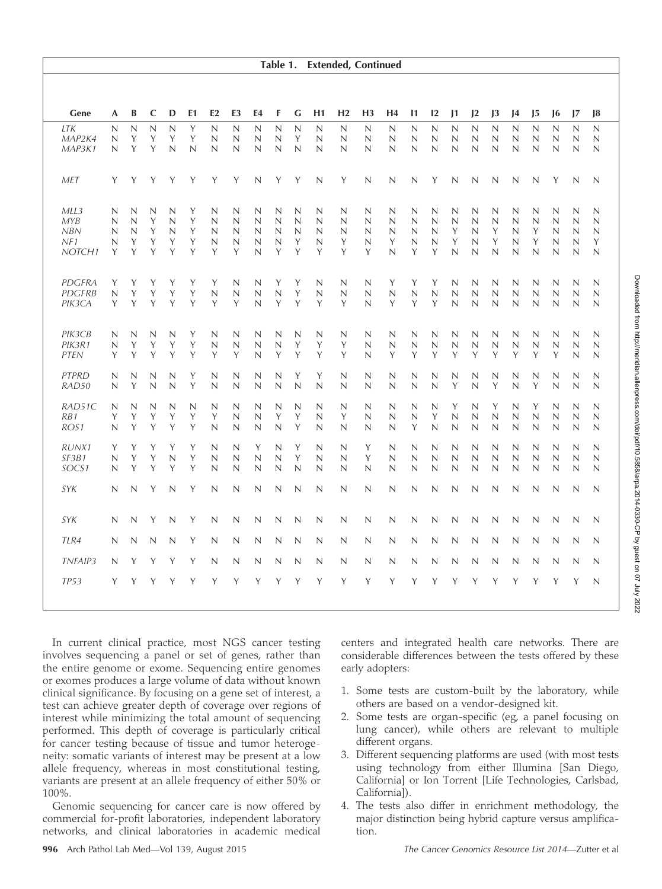**Table 1. Extended, Continued**

| Gene | A | B | C | D | E1 | E2 | E3 | E4 | F | G | H1 | H2 | H3 | H4 | I1 | I2 | J1 | J2 | J3 | J4 | J5 | J6 | J7 | J8 |
|---|---|---|---|---|---|---|---|---|---|---|---|---|---|---|---|---|---|---|---|---|---|---|---|---|
| *LTK* | N | N | N | N | Y | N | N | N | N | N | N | N | N | N | N | N | N | N | N | N | N | N | N | N |
| *MAP2K4* | N | Y | Y | Y | Y | N | N | N | N | Y | N | N | N | N | N | N | N | N | N | N | N | N | N | N |
| *MAP3K1* | N | Y | Y | N | N | N | N | N | N | N | N | N | N | N | N | N | N | N | N | N | N | N | N | N |
| *MET* | Y | Y | Y | Y | Y | Y | Y | N | Y | Y | N | Y | N | N | N | Y | N | N | N | N | N | Y | N | N |
| *MLL3* | N | N | N | N | Y | N | N | N | N | N | N | N | N | N | N | N | N | N | N | N | N | N | N | N |
| *MYB* | N | N | Y | N | Y | N | N | N | N | N | N | N | N | N | N | N | N | N | N | N | N | N | N | N |
| *NBN* | N | N | Y | N | Y | N | N | N | N | N | N | N | N | N | N | N | Y | N | Y | N | Y | N | N | N |
| *NF1* | N | Y | Y | Y | Y | N | N | N | N | Y | N | Y | N | Y | N | N | Y | N | Y | N | Y | N | N | Y |
| *NOTCH1* | Y | Y | Y | Y | Y | Y | Y | N | Y | Y | Y | Y | Y | N | Y | Y | N | N | N | N | N | N | N | N |
| *PDGFRA* | Y | Y | Y | Y | Y | Y | N | N | Y | Y | N | N | N | Y | Y | Y | N | N | N | N | N | N | N | N |
| *PDGFRB* | N | Y | Y | Y | Y | N | N | N | N | Y | N | N | N | N | N | N | N | N | N | N | N | N | N | N |
| *PIK3CA* | Y | Y | Y | Y | Y | Y | Y | N | Y | Y | Y | Y | N | Y | Y | Y | N | N | N | N | N | N | N | N |
| *PIK3CB* | N | N | N | N | Y | N | N | N | N | N | N | N | N | N | N | N | N | N | N | N | N | N | N | N |
| *PIK3R1* | N | Y | Y | Y | Y | N | N | N | N | Y | Y | Y | N | N | N | N | N | N | N | N | N | N | N | N |
| *PTEN* | Y | Y | Y | Y | Y | Y | Y | N | Y | Y | Y | Y | N | Y | Y | Y | Y | Y | Y | Y | Y | Y | N | N |
| *PTPRD* | N | N | N | N | Y | N | N | N | N | Y | Y | N | N | N | N | N | N | N | N | N | N | N | N | N |
| *RAD50* | N | Y | N | N | Y | N | N | N | N | N | N | N | N | N | N | N | Y | N | Y | N | Y | N | N | N |
| *RAD51C* | N | N | N | N | N | N | N | N | N | N | N | N | N | N | N | N | Y | N | Y | N | Y | N | N | N |
| *RB1* | Y | Y | Y | Y | Y | Y | N | N | Y | Y | N | Y | N | N | N | Y | N | N | N | N | N | N | N | N |
| *ROS1* | N | Y | Y | Y | Y | N | N | N | N | Y | N | N | N | N | Y | N | N | N | N | N | N | N | N | N |
| *RUNX1* | Y | Y | Y | Y | Y | N | N | Y | N | Y | N | N | Y | N | N | N | N | N | N | N | N | N | N | N |
| *SF3B1* | N | Y | Y | N | Y | N | N | N | N | Y | N | N | Y | N | N | N | N | N | N | N | N | N | N | N |
| *SOCS1* | N | Y | Y | Y | Y | N | N | N | N | N | N | N | N | N | N | N | N | N | N | N | N | N | N | N |
| *SYK* | N | N | Y | N | Y | N | N | N | N | N | N | N | N | N | N | N | N | N | N | N | N | N | N | N |
| *SYK* | N | N | Y | N | Y | N | N | N | N | N | N | N | N | N | N | N | N | N | N | N | N | N | N | N |
| *TLR4* | N | N | N | N | Y | N | N | N | N | N | N | N | N | N | N | N | N | N | N | N | N | N | N | N |
| *TNFAIP3* | N | Y | Y | Y | Y | N | N | N | N | N | N | N | N | N | N | N | N | N | N | N | N | N | N | N |
| *TP53* | Y | Y | Y | Y | Y | Y | Y | Y | Y | Y | Y | Y | Y | Y | Y | Y | Y | Y | Y | Y | Y | Y | Y | N |

In current clinical practice, most NGS cancer testing involves sequencing a panel or set of genes, rather than the entire genome or exome. Sequencing entire genomes or exomes produces a large volume of data without known clinical significance. By focusing on a gene set of interest, a test can achieve greater depth of coverage over regions of interest while minimizing the total amount of sequencing performed. This depth of coverage is particularly critical for cancer testing because of tissue and tumor heterogeneity: somatic variants of interest may be present at a low allele frequency, whereas in most constitutional testing, variants are present at an allele frequency of either 50% or 100%.

Genomic sequencing for cancer care is now offered by commercial for-profit laboratories, independent laboratory networks, and clinical laboratories in academic medical centers and integrated health care networks. There are considerable differences between the tests offered by these early adopters:

1. Some tests are custom-built by the laboratory, while others are based on a vendor-designed kit.
2. Some tests are organ-specific (eg, a panel focusing on lung cancer), while others are relevant to multiple different organs.
3. Different sequencing platforms are used (with most tests using technology from either Illumina [San Diego, California] or Ion Torrent [Life Technologies, Carlsbad, California]).
4. The tests also differ in enrichment methodology, the major distinction being hybrid capture versus amplification.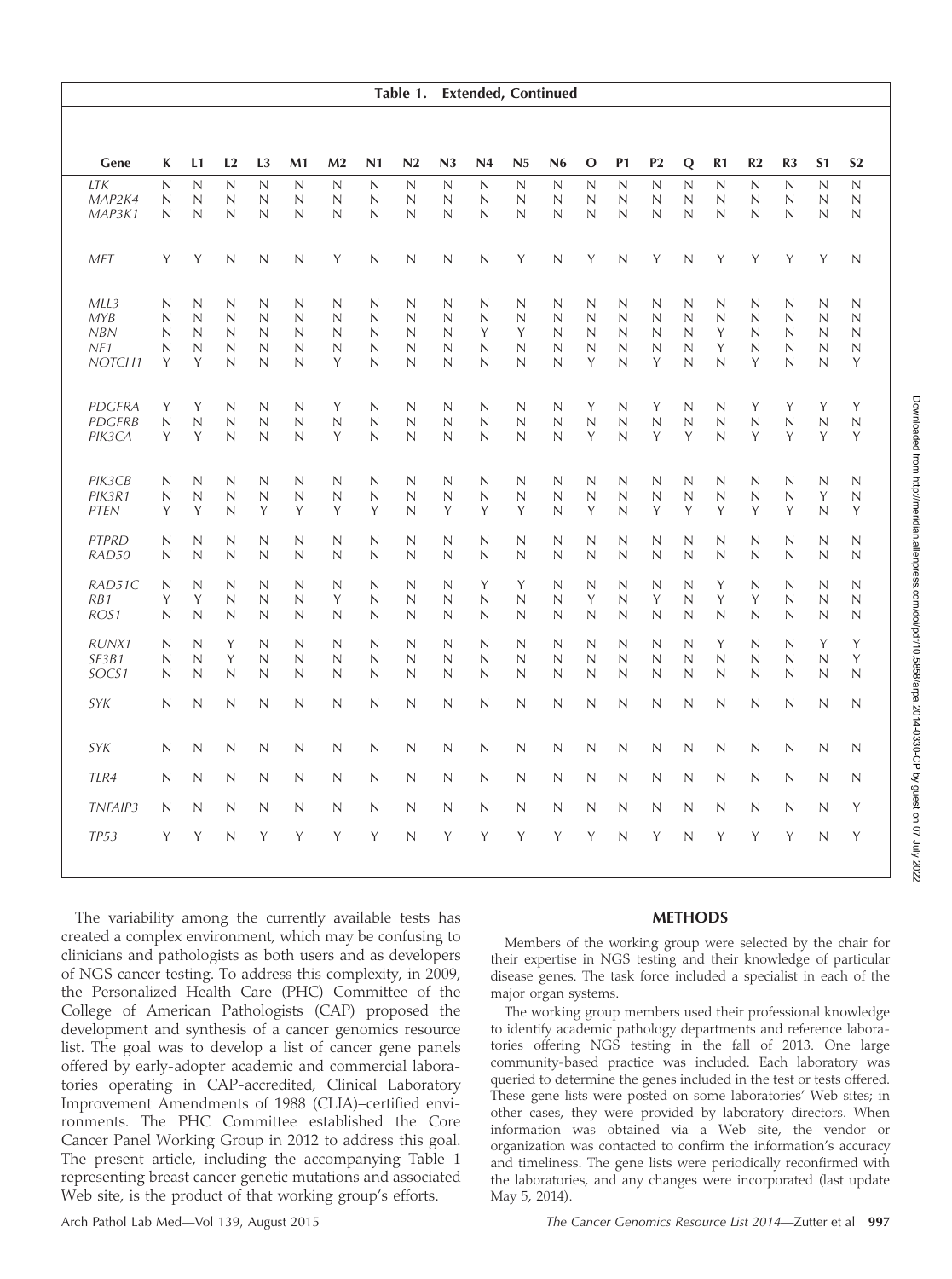**Table 1. Extended, Continued**

| Gene | K | L1 | L2 | L3 | M1 | M2 | N1 | N2 | N3 | N4 | N5 | N6 | O | P1 | P2 | Q | R1 | R2 | R3 | S1 | S2 |
|---|---|---|---|---|---|---|---|---|---|---|---|---|---|---|---|---|---|---|---|---|---|
| *LTK* | N | N | N | N | N | N | N | N | N | N | N | N | N | N | N | N | N | N | N | N | N |
| *MAP2K4* | N | N | N | N | N | N | N | N | N | N | N | N | N | N | N | N | N | N | N | N | N |
| *MAP3K1* | N | N | N | N | N | N | N | N | N | N | N | N | N | N | N | N | N | N | N | N | N |
| *MET* | Y | Y | N | N | N | Y | N | N | N | N | Y | N | Y | N | Y | N | Y | Y | Y | Y | N |
| *MLL3* | N | N | N | N | N | N | N | N | N | N | N | N | N | N | N | N | N | N | N | N | N |
| *MYB* | N | N | N | N | N | N | N | N | N | N | N | N | N | N | N | N | N | N | N | N | N |
| *NBN* | N | N | N | N | N | N | N | N | N | Y | Y | N | N | N | N | N | Y | N | N | N | N |
| *NF1* | N | N | N | N | N | N | N | N | N | N | N | N | N | N | N | N | Y | N | N | N | N |
| *NOTCH1* | Y | Y | N | N | N | Y | N | N | N | N | N | N | Y | N | Y | N | N | Y | N | N | Y |
| *PDGFRA* | Y | Y | N | N | N | Y | N | N | N | N | N | N | Y | N | Y | N | N | Y | Y | Y | Y |
| *PDGFRB* | N | N | N | N | N | N | N | N | N | N | N | N | N | N | N | N | N | N | N | N | N |
| *PIK3CA* | Y | Y | N | N | N | Y | N | N | N | N | N | N | Y | N | Y | Y | N | Y | Y | Y | Y |
| *PIK3CB* | N | N | N | N | N | N | N | N | N | N | N | N | N | N | N | N | N | N | N | N | N |
| *PIK3R1* | N | N | N | N | N | N | N | N | N | N | N | N | N | N | N | N | N | N | N | Y | N |
| *PTEN* | Y | Y | N | Y | Y | Y | Y | N | Y | Y | Y | N | Y | N | Y | Y | Y | Y | Y | N | Y |
| *PTPRD* | N | N | N | N | N | N | N | N | N | N | N | N | N | N | N | N | N | N | N | N | N |
| *RAD50* | N | N | N | N | N | N | N | N | N | N | N | N | N | N | N | N | N | N | N | N | N |
| *RAD51C* | N | N | N | N | N | N | N | N | N | Y | Y | N | N | N | N | N | Y | N | N | N | N |
| *RB1* | Y | Y | N | N | N | Y | N | N | N | N | N | N | Y | N | Y | N | Y | Y | N | N | N |
| *ROS1* | N | N | N | N | N | N | N | N | N | N | N | N | N | N | N | N | N | N | N | N | N |
| *RUNX1* | N | N | Y | N | N | N | N | N | N | N | N | N | N | N | N | N | Y | N | N | Y | Y |
| *SF3B1* | N | N | Y | N | N | N | N | N | N | N | N | N | N | N | N | N | N | N | N | N | Y |
| *SOCS1* | N | N | N | N | N | N | N | N | N | N | N | N | N | N | N | N | N | N | N | N | N |
| *SYK* | N | N | N | N | N | N | N | N | N | N | N | N | N | N | N | N | N | N | N | N | N |
| *SYK* | N | N | N | N | N | N | N | N | N | N | N | N | N | N | N | N | N | N | N | N | N |
| *TLR4* | N | N | N | N | N | N | N | N | N | N | N | N | N | N | N | N | N | N | N | N | N |
| *TNFAIP3* | N | N | N | N | N | N | N | N | N | N | N | N | N | N | N | N | N | N | N | N | Y |
| *TP53* | Y | Y | N | Y | Y | Y | Y | N | Y | Y | Y | Y | Y | N | Y | N | Y | Y | Y | N | Y |

The variability among the currently available tests has created a complex environment, which may be confusing to clinicians and pathologists as both users and as developers of NGS cancer testing. To address this complexity, in 2009, the Personalized Health Care (PHC) Committee of the College of American Pathologists (CAP) proposed the development and synthesis of a cancer genomics resource list. The goal was to develop a list of cancer gene panels offered by early-adopter academic and commercial laboratories operating in CAP-accredited, Clinical Laboratory Improvement Amendments of 1988 (CLIA)–certified environments. The PHC Committee established the Core Cancer Panel Working Group in 2012 to address this goal. The present article, including the accompanying Table 1 representing breast cancer genetic mutations and associated Web site, is the product of that working group's efforts.

## METHODS

Members of the working group were selected by the chair for their expertise in NGS testing and their knowledge of particular disease genes. The task force included a specialist in each of the major organ systems.

The working group members used their professional knowledge to identify academic pathology departments and reference laboratories offering NGS testing in the fall of 2013. One large community-based practice was included. Each laboratory was queried to determine the genes included in the test or tests offered. These gene lists were posted on some laboratories' Web sites; in other cases, they were provided by laboratory directors. When information was obtained via a Web site, the vendor or organization was contacted to confirm the information's accuracy and timeliness. The gene lists were periodically reconfirmed with the laboratories, and any changes were incorporated (last update May 5, 2014).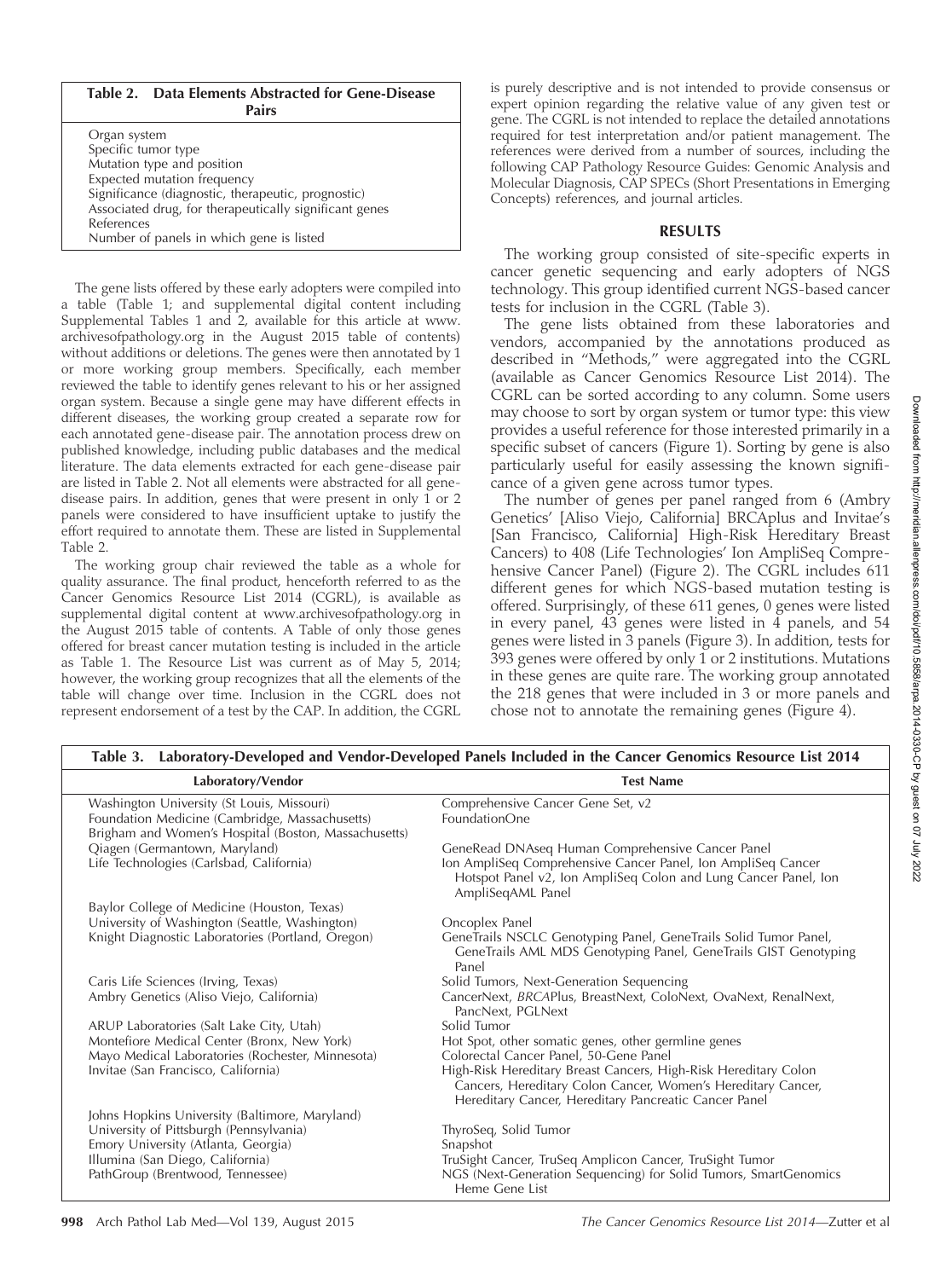**Table 2. Data Elements Abstracted for Gene-Disease Pairs**

| Data Elements |
|---|
| Organ system |
| Specific tumor type |
| Mutation type and position |
| Expected mutation frequency |
| Significance (diagnostic, therapeutic, prognostic) |
| Associated drug, for therapeutically significant genes |
| References |
| Number of panels in which gene is listed |

The gene lists offered by these early adopters were compiled into a table (Table 1; and supplemental digital content including Supplemental Tables 1 and 2, available for this article at www.archivesofpathology.org in the August 2015 table of contents) without additions or deletions. The genes were then annotated by 1 or more working group members. Specifically, each member reviewed the table to identify genes relevant to his or her assigned organ system. Because a single gene may have different effects in different diseases, the working group created a separate row for each annotated gene-disease pair. The annotation process drew on published knowledge, including public databases and the medical literature. The data elements extracted for each gene-disease pair are listed in Table 2. Not all elements were abstracted for all gene-disease pairs. In addition, genes that were present in only 1 or 2 panels were considered to have insufficient uptake to justify the effort required to annotate them. These are listed in Supplemental Table 2.

The working group chair reviewed the table as a whole for quality assurance. The final product, henceforth referred to as the Cancer Genomics Resource List 2014 (CGRL), is available as supplemental digital content at www.archivesofpathology.org in the August 2015 table of contents. A Table of only those genes offered for breast cancer mutation testing is included in the article as Table 1. The Resource List was current as of May 5, 2014; however, the working group recognizes that all the elements of the table will change over time. Inclusion in the CGRL does not represent endorsement of a test by the CAP. In addition, the CGRL is purely descriptive and is not intended to provide consensus or expert opinion regarding the relative value of any given test or gene. The CGRL is not intended to replace the detailed annotations required for test interpretation and/or patient management. The references were derived from a number of sources, including the following CAP Pathology Resource Guides: Genomic Analysis and Molecular Diagnosis, CAP SPECs (Short Presentations in Emerging Concepts) references, and journal articles.

## RESULTS

The working group consisted of site-specific experts in cancer genetic sequencing and early adopters of NGS technology. This group identified current NGS-based cancer tests for inclusion in the CGRL (Table 3).

The gene lists obtained from these laboratories and vendors, accompanied by the annotations produced as described in "Methods," were aggregated into the CGRL (available as Cancer Genomics Resource List 2014). The CGRL can be sorted according to any column. Some users may choose to sort by organ system or tumor type: this view provides a useful reference for those interested primarily in a specific subset of cancers (Figure 1). Sorting by gene is also particularly useful for easily assessing the known significance of a given gene across tumor types.

The number of genes per panel ranged from 6 (Ambry Genetics' [Aliso Viejo, California] BRCAplus and Invitae's [San Francisco, California] High-Risk Hereditary Breast Cancers) to 408 (Life Technologies' Ion AmpliSeq Comprehensive Cancer Panel) (Figure 2). The CGRL includes 611 different genes for which NGS-based mutation testing is offered. Surprisingly, of these 611 genes, 0 genes were listed in every panel, 43 genes were listed in 4 panels, and 54 genes were listed in 3 panels (Figure 3). In addition, tests for 393 genes were offered by only 1 or 2 institutions. Mutations in these genes are quite rare. The working group annotated the 218 genes that were included in 3 or more panels and chose not to annotate the remaining genes (Figure 4).

**Table 3. Laboratory-Developed and Vendor-Developed Panels Included in the Cancer Genomics Resource List 2014**

| Laboratory/Vendor | Test Name |
|---|---|
| Washington University (St Louis, Missouri) | Comprehensive Cancer Gene Set, v2 |
| Foundation Medicine (Cambridge, Massachusetts) | FoundationOne |
| Brigham and Women's Hospital (Boston, Massachusetts) | |
| Qiagen (Germantown, Maryland) | GeneRead DNAseq Human Comprehensive Cancer Panel |
| Life Technologies (Carlsbad, California) | Ion AmpliSeq Comprehensive Cancer Panel, Ion AmpliSeq Cancer Hotspot Panel v2, Ion AmpliSeq Colon and Lung Cancer Panel, Ion AmpliSeqAML Panel |
| Baylor College of Medicine (Houston, Texas) | |
| University of Washington (Seattle, Washington) | Oncoplex Panel |
| Knight Diagnostic Laboratories (Portland, Oregon) | GeneTrails NSCLC Genotyping Panel, GeneTrails Solid Tumor Panel, GeneTrails AML MDS Genotyping Panel, GeneTrails GIST Genotyping Panel |
| Caris Life Sciences (Irving, Texas) | Solid Tumors, Next-Generation Sequencing |
| Ambry Genetics (Aliso Viejo, California) | CancerNext, *BRCA*Plus, BreastNext, ColoNext, OvaNext, RenalNext, PancNext, PGLNext |
| ARUP Laboratories (Salt Lake City, Utah) | Solid Tumor |
| Montefiore Medical Center (Bronx, New York) | Hot Spot, other somatic genes, other germline genes |
| Mayo Medical Laboratories (Rochester, Minnesota) | Colorectal Cancer Panel, 50-Gene Panel |
| Invitae (San Francisco, California) | High-Risk Hereditary Breast Cancers, High-Risk Hereditary Colon Cancers, Hereditary Colon Cancer, Women's Hereditary Cancer, Hereditary Cancer, Hereditary Pancreatic Cancer Panel |
| Johns Hopkins University (Baltimore, Maryland) | |
| University of Pittsburgh (Pennsylvania) | ThyroSeq, Solid Tumor |
| Emory University (Atlanta, Georgia) | Snapshot |
| Illumina (San Diego, California) | TruSight Cancer, TruSeq Amplicon Cancer, TruSight Tumor |
| PathGroup (Brentwood, Tennessee) | NGS (Next-Generation Sequencing) for Solid Tumors, SmartGenomics Heme Gene List |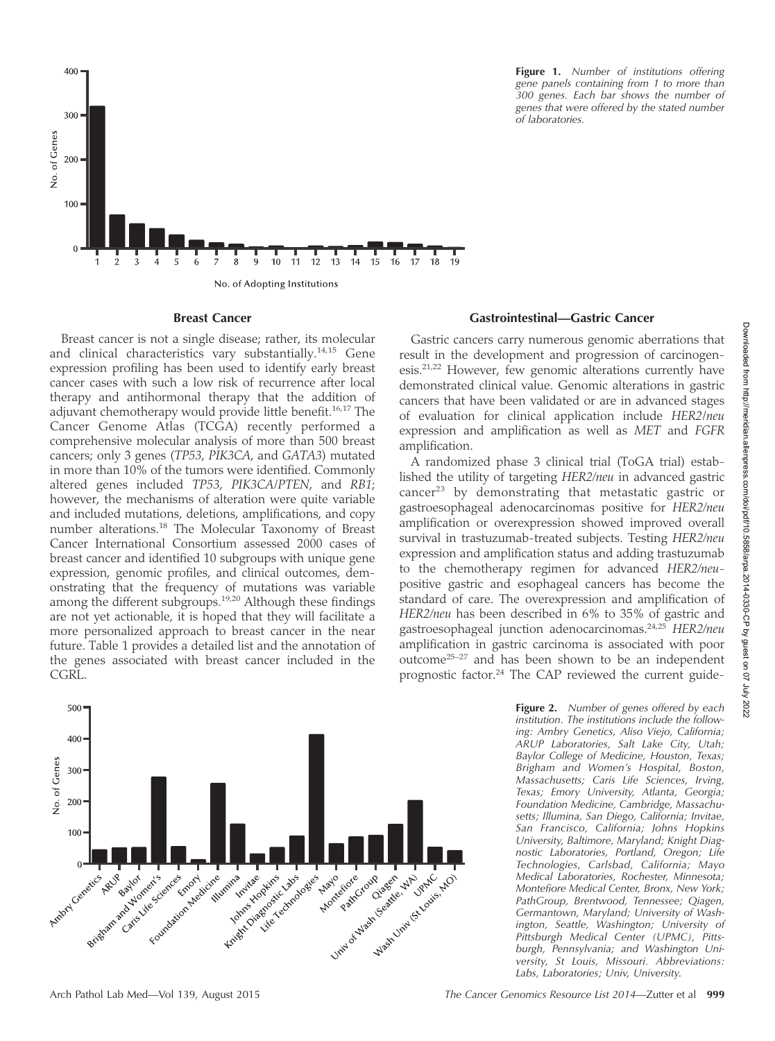**Figure 1.** *Number of institutions offering gene panels containing from 1 to more than 300 genes. Each bar shows the number of genes that were offered by the stated number of laboratories.*

### Breast Cancer

Breast cancer is not a single disease; rather, its molecular and clinical characteristics vary substantially.[14,15] Gene expression profiling has been used to identify early breast cancer cases with such a low risk of recurrence after local therapy and antihormonal therapy that the addition of adjuvant chemotherapy would provide little benefit.[16,17] The Cancer Genome Atlas (TCGA) recently performed a comprehensive molecular analysis of more than 500 breast cancers; only 3 genes (*TP53*, *PIK3CA*, and *GATA3*) mutated in more than 10% of the tumors were identified. Commonly altered genes included *TP53*, *PIK3CA*/*PTEN*, and *RB1*; however, the mechanisms of alteration were quite variable and included mutations, deletions, amplifications, and copy number alterations.[18] The Molecular Taxonomy of Breast Cancer International Consortium assessed 2000 cases of breast cancer and identified 10 subgroups with unique gene expression, genomic profiles, and clinical outcomes, demonstrating that the frequency of mutations was variable among the different subgroups.[19,20] Although these findings are not yet actionable, it is hoped that they will facilitate a more personalized approach to breast cancer in the near future. Table 1 provides a detailed list and the annotation of the genes associated with breast cancer included in the CGRL.

### Gastrointestinal—Gastric Cancer

Gastric cancers carry numerous genomic aberrations that result in the development and progression of carcinogenesis.[21,22] However, few genomic alterations currently have demonstrated clinical value. Genomic alterations in gastric cancers that have been validated or are in advanced stages of evaluation for clinical application include *HER2/neu* expression and amplification as well as *MET* and *FGFR* amplification.

A randomized phase 3 clinical trial (ToGA trial) established the utility of targeting *HER2/neu* in advanced gastric cancer[23] by demonstrating that metastatic gastric or gastroesophageal adenocarcinomas positive for *HER2/neu* amplification or overexpression showed improved overall survival in trastuzumab-treated subjects. Testing *HER2/neu* expression and amplification status and adding trastuzumab to the chemotherapy regimen for advanced *HER2/neu*-positive gastric and esophageal cancers has become the standard of care. The overexpression and amplification of *HER2/neu* has been described in 6% to 35% of gastric and gastroesophageal junction adenocarcinomas.[24,25] *HER2/neu* amplification in gastric carcinoma is associated with poor outcome[25–27] and has been shown to be an independent prognostic factor.[24] The CAP reviewed the current guide-

**Figure 2.** *Number of genes offered by each institution. The institutions include the following: Ambry Genetics, Aliso Viejo, California; ARUP Laboratories, Salt Lake City, Utah; Baylor College of Medicine, Houston, Texas; Brigham and Women's Hospital, Boston, Massachusetts; Caris Life Sciences, Irving, Texas; Emory University, Atlanta, Georgia; Foundation Medicine, Cambridge, Massachusetts; Illumina, San Diego, California; Invitae, San Francisco, California; Johns Hopkins University, Baltimore, Maryland; Knight Diagnostic Laboratories, Portland, Oregon; Life Technologies, Carlsbad, California; Mayo Medical Laboratories, Rochester, Minnesota; Montefiore Medical Center, Bronx, New York; PathGroup, Brentwood, Tennessee; Qiagen, Germantown, Maryland; University of Washington, Seattle, Washington; University of Pittsburgh Medical Center (UPMC), Pittsburgh, Pennsylvania; and Washington University, St Louis, Missouri. Abbreviations: Labs, Laboratories; Univ, University.*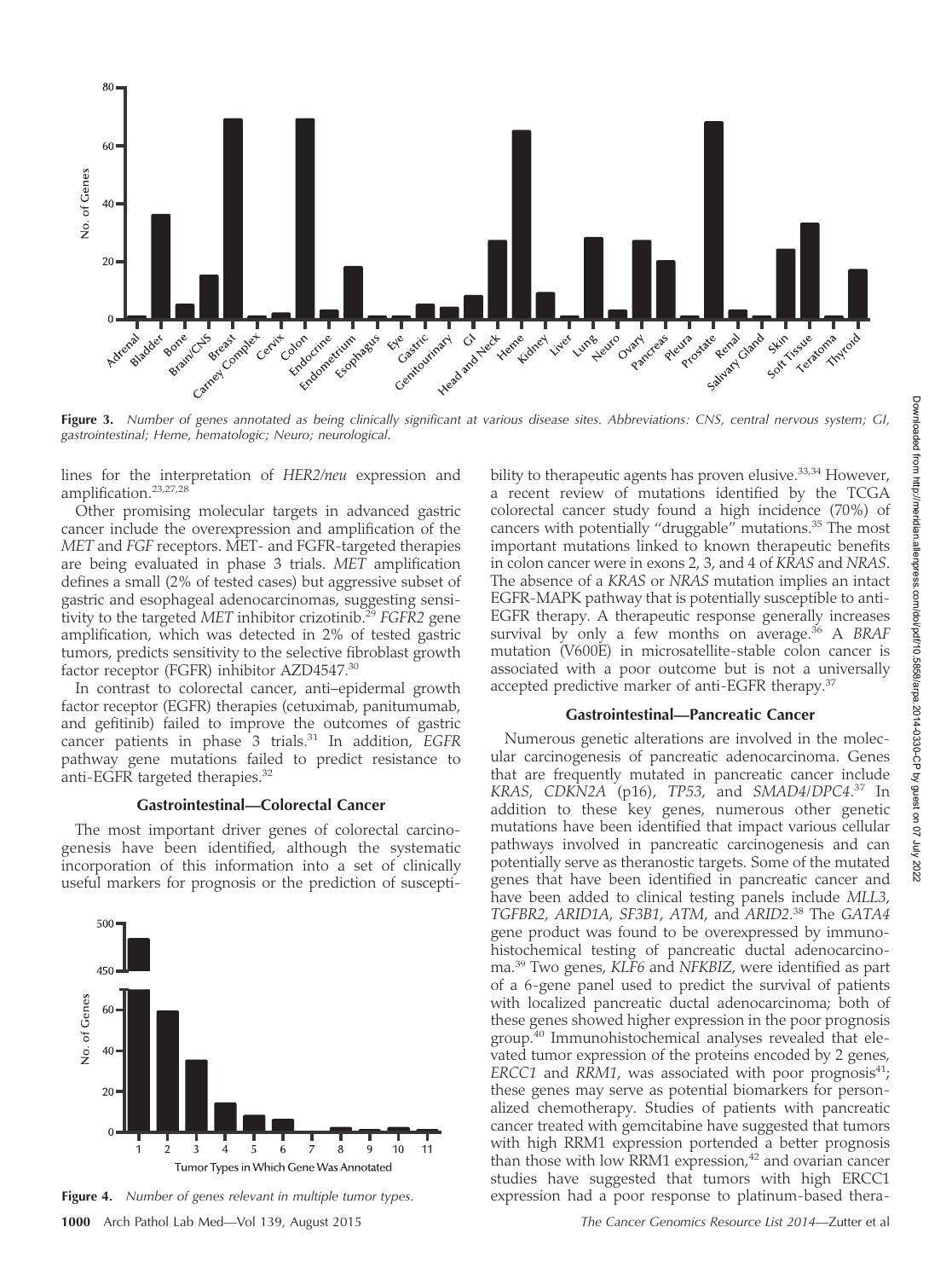**Figure 3.** *Number of genes annotated as being clinically significant at various disease sites. Abbreviations: CNS, central nervous system; GI, gastrointestinal; Heme, hematologic; Neuro; neurological.*

lines for the interpretation of *HER2/neu* expression and amplification.[23,27,28]

Other promising molecular targets in advanced gastric cancer include the overexpression and amplification of the *MET* and *FGF* receptors. MET- and FGFR-targeted therapies are being evaluated in phase 3 trials. *MET* amplification defines a small (2% of tested cases) but aggressive subset of gastric and esophageal adenocarcinomas, suggesting sensitivity to the targeted *MET* inhibitor crizotinib.[29] *FGFR2* gene amplification, which was detected in 2% of tested gastric tumors, predicts sensitivity to the selective fibroblast growth factor receptor (FGFR) inhibitor AZD4547.[30]

In contrast to colorectal cancer, anti–epidermal growth factor receptor (EGFR) therapies (cetuximab, panitumumab, and gefitinib) failed to improve the outcomes of gastric cancer patients in phase 3 trials.[31] In addition, *EGFR* pathway gene mutations failed to predict resistance to anti-EGFR targeted therapies.[32]

### Gastrointestinal—Colorectal Cancer

The most important driver genes of colorectal carcinogenesis have been identified, although the systematic incorporation of this information into a set of clinically useful markers for prognosis or the prediction of susceptibility to therapeutic agents has proven elusive.[33,34] However, a recent review of mutations identified by the TCGA colorectal cancer study found a high incidence (70%) of cancers with potentially "druggable" mutations.[35] The most important mutations linked to known therapeutic benefits in colon cancer were in exons 2, 3, and 4 of *KRAS* and *NRAS*. The absence of a *KRAS* or *NRAS* mutation implies an intact EGFR-MAPK pathway that is potentially susceptible to anti-EGFR therapy. A therapeutic response generally increases survival by only a few months on average.[36] A *BRAF* mutation (V600E) in microsatellite-stable colon cancer is associated with a poor outcome but is not a universally accepted predictive marker of anti-EGFR therapy.[37]

**Figure 4.** *Number of genes relevant in multiple tumor types.*

### Gastrointestinal—Pancreatic Cancer

Numerous genetic alterations are involved in the molecular carcinogenesis of pancreatic adenocarcinoma. Genes that are frequently mutated in pancreatic cancer include *KRAS*, *CDKN2A* (p16), *TP53*, and *SMAD4/DPC4*.[37] In addition to these key genes, numerous other genetic mutations have been identified that impact various cellular pathways involved in pancreatic carcinogenesis and can potentially serve as theranostic targets. Some of the mutated genes that have been identified in pancreatic cancer and have been added to clinical testing panels include *MLL3*, *TGFBR2*, *ARID1A*, *SF3B1*, *ATM*, and *ARID2*.[38] The *GATA4* gene product was found to be overexpressed by immunohistochemical testing of pancreatic ductal adenocarcinoma.[39] Two genes, *KLF6* and *NFKBIZ*, were identified as part of a 6-gene panel used to predict the survival of patients with localized pancreatic ductal adenocarcinoma; both of these genes showed higher expression in the poor prognosis group.[40] Immunohistochemical analyses revealed that elevated tumor expression of the proteins encoded by 2 genes, *ERCC1* and *RRM1*, was associated with poor prognosis[41]; these genes may serve as potential biomarkers for personalized chemotherapy. Studies of patients with pancreatic cancer treated with gemcitabine have suggested that tumors with high RRM1 expression portended a better prognosis than those with low RRM1 expression,[42] and ovarian cancer studies have suggested that tumors with high ERCC1 expression had a poor response to platinum-based thera-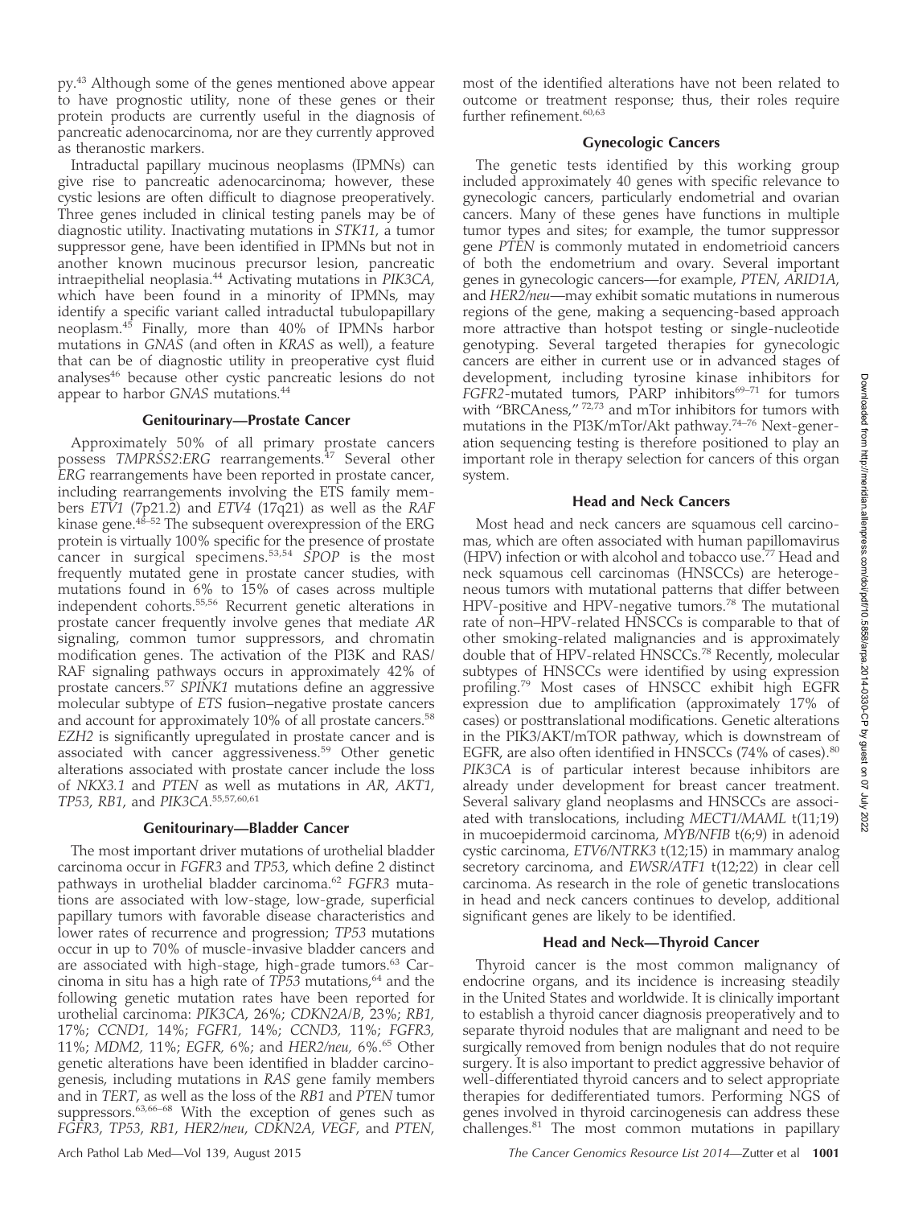py.[43] Although some of the genes mentioned above appear to have prognostic utility, none of these genes or their protein products are currently useful in the diagnosis of pancreatic adenocarcinoma, nor are they currently approved as theranostic markers.

Intraductal papillary mucinous neoplasms (IPMNs) can give rise to pancreatic adenocarcinoma; however, these cystic lesions are often difficult to diagnose preoperatively. Three genes included in clinical testing panels may be of diagnostic utility. Inactivating mutations in *STK11*, a tumor suppressor gene, have been identified in IPMNs but not in another known mucinous precursor lesion, pancreatic intraepithelial neoplasia.[44] Activating mutations in *PIK3CA*, which have been found in a minority of IPMNs, may identify a specific variant called intraductal tubulopapillary neoplasm.[45] Finally, more than 40% of IPMNs harbor mutations in *GNAS* (and often in *KRAS* as well), a feature that can be of diagnostic utility in preoperative cyst fluid analyses[46] because other cystic pancreatic lesions do not appear to harbor *GNAS* mutations.[44]

### Genitourinary—Prostate Cancer

Approximately 50% of all primary prostate cancers possess *TMPRSS2*:*ERG* rearrangements.[47] Several other *ERG* rearrangements have been reported in prostate cancer, including rearrangements involving the ETS family members *ETV1* (7p21.2) and *ETV4* (17q21) as well as the *RAF* kinase gene.[48–52] The subsequent overexpression of the ERG protein is virtually 100% specific for the presence of prostate cancer in surgical specimens.[53,54] *SPOP* is the most frequently mutated gene in prostate cancer studies, with mutations found in 6% to 15% of cases across multiple independent cohorts.[55,56] Recurrent genetic alterations in prostate cancer frequently involve genes that mediate *AR* signaling, common tumor suppressors, and chromatin modification genes. The activation of the PI3K and RAS/RAF signaling pathways occurs in approximately 42% of prostate cancers.[57] *SPINK1* mutations define an aggressive molecular subtype of *ETS* fusion–negative prostate cancers and account for approximately 10% of all prostate cancers.[58] *EZH2* is significantly upregulated in prostate cancer and is associated with cancer aggressiveness.[59] Other genetic alterations associated with prostate cancer include the loss of *NKX3.1* and *PTEN* as well as mutations in *AR*, *AKT1*, *TP53*, *RB1*, and *PIK3CA*.[55,57,60,61]

### Genitourinary—Bladder Cancer

The most important driver mutations of urothelial bladder carcinoma occur in *FGFR3* and *TP53*, which define 2 distinct pathways in urothelial bladder carcinoma.[62] *FGFR3* mutations are associated with low-stage, low-grade, superficial papillary tumors with favorable disease characteristics and lower rates of recurrence and progression; *TP53* mutations occur in up to 70% of muscle-invasive bladder cancers and are associated with high-stage, high-grade tumors.[63] Carcinoma in situ has a high rate of *TP53* mutations,[64] and the following genetic mutation rates have been reported for urothelial carcinoma: *PIK3CA*, 26%; *CDKN2A/B*, 23%; *RB1*, 17%; *CCND1*, 14%; *FGFR1*, 14%; *CCND3*, 11%; *FGFR3*, 11%; *MDM2*, 11%; *EGFR*, 6%; and *HER2/neu*, 6%.[65] Other genetic alterations have been identified in bladder carcinogenesis, including mutations in *RAS* gene family members and in *TERT*, as well as the loss of the *RB1* and *PTEN* tumor suppressors.[63,66–68] With the exception of genes such as *FGFR3*, *TP53*, *RB1*, *HER2/neu*, *CDKN2A*, *VEGF*, and *PTEN*, most of the identified alterations have not been related to outcome or treatment response; thus, their roles require further refinement.[60,63]

### Gynecologic Cancers

The genetic tests identified by this working group included approximately 40 genes with specific relevance to gynecologic cancers, particularly endometrial and ovarian cancers. Many of these genes have functions in multiple tumor types and sites; for example, the tumor suppressor gene *PTEN* is commonly mutated in endometrioid cancers of both the endometrium and ovary. Several important genes in gynecologic cancers—for example, *PTEN*, *ARID1A*, and *HER2/neu*—may exhibit somatic mutations in numerous regions of the gene, making a sequencing-based approach more attractive than hotspot testing or single-nucleotide genotyping. Several targeted therapies for gynecologic cancers are either in current use or in advanced stages of development, including tyrosine kinase inhibitors for *FGFR2*-mutated tumors, PARP inhibitors[69–71] for tumors with "BRCAness,"[72,73] and mTor inhibitors for tumors with mutations in the PI3K/mTor/Akt pathway.[74–76] Next-generation sequencing testing is therefore positioned to play an important role in therapy selection for cancers of this organ system.

### Head and Neck Cancers

Most head and neck cancers are squamous cell carcinomas, which are often associated with human papillomavirus (HPV) infection or with alcohol and tobacco use.[77] Head and neck squamous cell carcinomas (HNSCCs) are heterogeneous tumors with mutational patterns that differ between HPV-positive and HPV-negative tumors.[78] The mutational rate of non–HPV-related HNSCCs is comparable to that of other smoking-related malignancies and is approximately double that of HPV-related HNSCCs.[78] Recently, molecular subtypes of HNSCCs were identified by using expression profiling.[79] Most cases of HNSCC exhibit high EGFR expression due to amplification (approximately 17% of cases) or posttranslational modifications. Genetic alterations in the PIK3/AKT/mTOR pathway, which is downstream of EGFR, are also often identified in HNSCCs (74% of cases).[80] *PIK3CA* is of particular interest because inhibitors are already under development for breast cancer treatment. Several salivary gland neoplasms and HNSCCs are associated with translocations, including *MECT1/MAML* t(11;19) in mucoepidermoid carcinoma, *MYB/NFIB* t(6;9) in adenoid cystic carcinoma, *ETV6/NTRK3* t(12;15) in mammary analog secretory carcinoma, and *EWSR/ATF1* t(12;22) in clear cell carcinoma. As research in the role of genetic translocations in head and neck cancers continues to develop, additional significant genes are likely to be identified.

### Head and Neck—Thyroid Cancer

Thyroid cancer is the most common malignancy of endocrine organs, and its incidence is increasing steadily in the United States and worldwide. It is clinically important to establish a thyroid cancer diagnosis preoperatively and to separate thyroid nodules that are malignant and need to be surgically removed from benign nodules that do not require surgery. It is also important to predict aggressive behavior of well-differentiated thyroid cancers and to select appropriate therapies for dedifferentiated tumors. Performing NGS of genes involved in thyroid carcinogenesis can address these challenges.[81] The most common mutations in papillary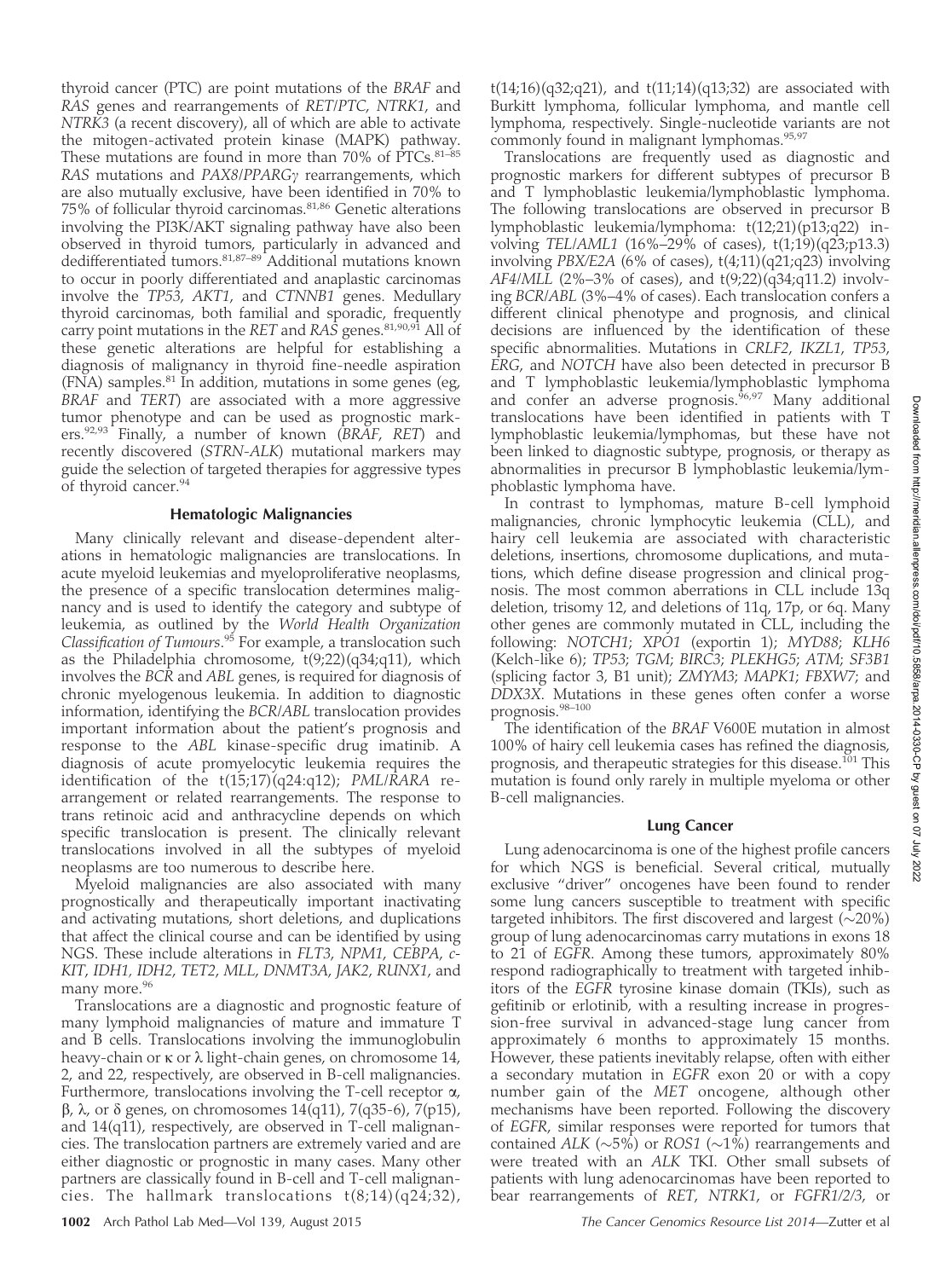thyroid cancer (PTC) are point mutations of the *BRAF* and *RAS* genes and rearrangements of *RET/PTC*, *NTRK1*, and *NTRK3* (a recent discovery), all of which are able to activate the mitogen-activated protein kinase (MAPK) pathway. These mutations are found in more than 70% of PTCs.[81–85] *RAS* mutations and *PAX8/PPARγ* rearrangements, which are also mutually exclusive, have been identified in 70% to 75% of follicular thyroid carcinomas.[81,86] Genetic alterations involving the PI3K/AKT signaling pathway have also been observed in thyroid tumors, particularly in advanced and dedifferentiated tumors.[81,87–89] Additional mutations known to occur in poorly differentiated and anaplastic carcinomas involve the *TP53*, *AKT1*, and *CTNNB1* genes. Medullary thyroid carcinomas, both familial and sporadic, frequently carry point mutations in the *RET* and *RAS* genes.[81,90,91] All of these genetic alterations are helpful for establishing a diagnosis of malignancy in thyroid fine-needle aspiration (FNA) samples.[81] In addition, mutations in some genes (eg, *BRAF* and *TERT*) are associated with a more aggressive tumor phenotype and can be used as prognostic markers.[92,93] Finally, a number of known (*BRAF*, *RET*) and recently discovered (*STRN-ALK*) mutational markers may guide the selection of targeted therapies for aggressive types of thyroid cancer.[94]

## Hematologic Malignancies

Many clinically relevant and disease-dependent alterations in hematologic malignancies are translocations. In acute myeloid leukemias and myeloproliferative neoplasms, the presence of a specific translocation determines malignancy and is used to identify the category and subtype of leukemia, as outlined by the *World Health Organization Classification of Tumours*.[95] For example, a translocation such as the Philadelphia chromosome, t(9;22)(q34;q11), which involves the *BCR* and *ABL* genes, is required for diagnosis of chronic myelogenous leukemia. In addition to diagnostic information, identifying the *BCR/ABL* translocation provides important information about the patient's prognosis and response to the *ABL* kinase-specific drug imatinib. A diagnosis of acute promyelocytic leukemia requires the identification of the t(15;17)(q24:q12); *PML/RARA* rearrangement or related rearrangements. The response to trans retinoic acid and anthracycline depends on which specific translocation is present. The clinically relevant translocations involved in all the subtypes of myeloid neoplasms are too numerous to describe here.

Myeloid malignancies are also associated with many prognostically and therapeutically important inactivating and activating mutations, short deletions, and duplications that affect the clinical course and can be identified by using NGS. These include alterations in *FLT3*, *NPM1*, *CEBPA*, *c-KIT*, *IDH1*, *IDH2*, *TET2*, *MLL*, *DNMT3A*, *JAK2*, *RUNX1*, and many more.[96]

Translocations are a diagnostic and prognostic feature of many lymphoid malignancies of mature and immature T and B cells. Translocations involving the immunoglobulin heavy-chain or κ or λ light-chain genes, on chromosome 14, 2, and 22, respectively, are observed in B-cell malignancies. Furthermore, translocations involving the T-cell receptor α, β, λ, or δ genes, on chromosomes 14(q11), 7(q35-6), 7(p15), and 14(q11), respectively, are observed in T-cell malignancies. The translocation partners are extremely varied and are either diagnostic or prognostic in many cases. Many other partners are classically found in B-cell and T-cell malignancies. The hallmark translocations t(8;14)(q24;32), t(14;16)(q32;q21), and t(11;14)(q13;32) are associated with Burkitt lymphoma, follicular lymphoma, and mantle cell lymphoma, respectively. Single-nucleotide variants are not commonly found in malignant lymphomas.[95,97]

Translocations are frequently used as diagnostic and prognostic markers for different subtypes of precursor B and T lymphoblastic leukemia/lymphoblastic lymphoma. The following translocations are observed in precursor B lymphoblastic leukemia/lymphoma: t(12;21)(p13;q22) involving *TEL/AML1* (16%–29% of cases), t(1;19)(q23;p13.3) involving *PBX/E2A* (6% of cases), t(4;11)(q21;q23) involving *AF4/MLL* (2%–3% of cases), and t(9;22)(q34;q11.2) involving *BCR/ABL* (3%–4% of cases). Each translocation confers a different clinical phenotype and prognosis, and clinical decisions are influenced by the identification of these specific abnormalities. Mutations in *CRLF2*, *IKZL1*, *TP53*, *ERG*, and *NOTCH* have also been detected in precursor B and T lymphoblastic leukemia/lymphoblastic lymphoma and confer an adverse prognosis.[96,97] Many additional translocations have been identified in patients with T lymphoblastic leukemia/lymphomas, but these have not been linked to diagnostic subtype, prognosis, or therapy as abnormalities in precursor B lymphoblastic leukemia/lymphoblastic lymphoma have.

In contrast to lymphomas, mature B-cell lymphoid malignancies, chronic lymphocytic leukemia (CLL), and hairy cell leukemia are associated with characteristic deletions, insertions, chromosome duplications, and mutations, which define disease progression and clinical prognosis. The most common aberrations in CLL include 13q deletion, trisomy 12, and deletions of 11q, 17p, or 6q. Many other genes are commonly mutated in CLL, including the following: *NOTCH1*; *XPO1* (exportin 1); *MYD88*; *KLH6* (Kelch-like 6); *TP53*; *TGM*; *BIRC3*; *PLEKHG5*; *ATM*; *SF3B1* (splicing factor 3, B1 unit); *ZMYM3*; *MAPK1*; *FBXW7*; and *DDX3X*. Mutations in these genes often confer a worse prognosis.[98–100]

The identification of the *BRAF* V600E mutation in almost 100% of hairy cell leukemia cases has refined the diagnosis, prognosis, and therapeutic strategies for this disease.[101] This mutation is found only rarely in multiple myeloma or other B-cell malignancies.

## Lung Cancer

Lung adenocarcinoma is one of the highest profile cancers for which NGS is beneficial. Several critical, mutually exclusive "driver" oncogenes have been found to render some lung cancers susceptible to treatment with specific targeted inhibitors. The first discovered and largest (~20%) group of lung adenocarcinomas carry mutations in exons 18 to 21 of *EGFR*. Among these tumors, approximately 80% respond radiographically to treatment with targeted inhibitors of the *EGFR* tyrosine kinase domain (TKIs), such as gefitinib or erlotinib, with a resulting increase in progression-free survival in advanced-stage lung cancer from approximately 6 months to approximately 15 months. However, these patients inevitably relapse, often with either a secondary mutation in *EGFR* exon 20 or with a copy number gain of the *MET* oncogene, although other mechanisms have been reported. Following the discovery of *EGFR*, similar responses were reported for tumors that contained *ALK* (~5%) or *ROS1* (~1%) rearrangements and were treated with an *ALK* TKI. Other small subsets of patients with lung adenocarcinomas have been reported to bear rearrangements of *RET*, *NTRK1*, or *FGFR1/2/3*, or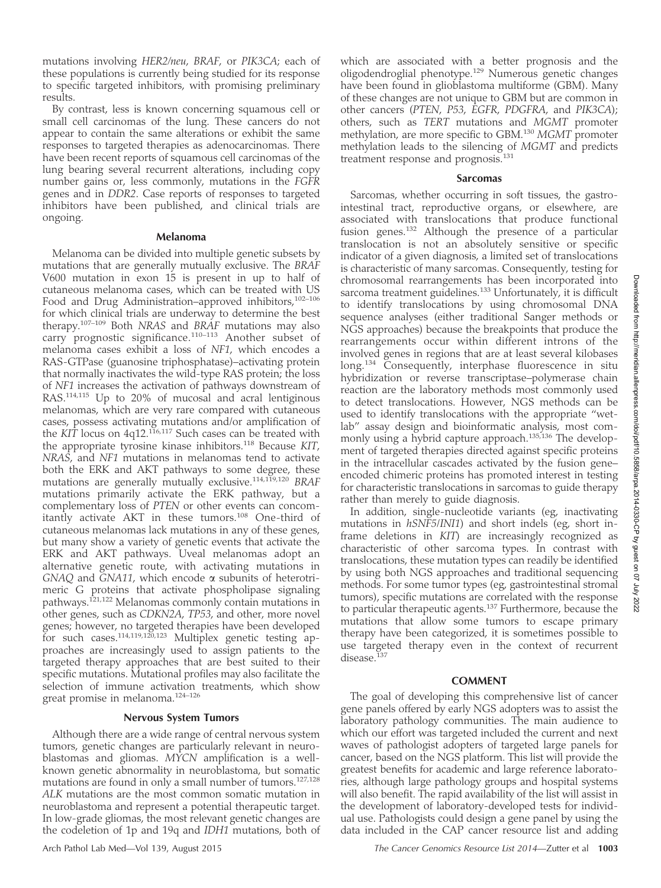mutations involving *HER2/neu*, *BRAF*, or *PIK3CA*; each of these populations is currently being studied for its response to specific targeted inhibitors, with promising preliminary results.

By contrast, less is known concerning squamous cell or small cell carcinomas of the lung. These cancers do not appear to contain the same alterations or exhibit the same responses to targeted therapies as adenocarcinomas. There have been recent reports of squamous cell carcinomas of the lung bearing several recurrent alterations, including copy number gains or, less commonly, mutations in the *FGFR* genes and in *DDR2*. Case reports of responses to targeted inhibitors have been published, and clinical trials are ongoing.

### Melanoma

Melanoma can be divided into multiple genetic subsets by mutations that are generally mutually exclusive. The *BRAF* V600 mutation in exon 15 is present in up to half of cutaneous melanoma cases, which can be treated with US Food and Drug Administration–approved inhibitors,[102–106] for which clinical trials are underway to determine the best therapy.[107–109] Both *NRAS* and *BRAF* mutations may also carry prognostic significance.[110–113] Another subset of melanoma cases exhibit a loss of *NF1*, which encodes a RAS-GTPase (guanosine triphosphatase)–activating protein that normally inactivates the wild-type RAS protein; the loss of *NF1* increases the activation of pathways downstream of RAS.[114,115] Up to 20% of mucosal and acral lentiginous melanomas, which are very rare compared with cutaneous cases, possess activating mutations and/or amplification of the *KIT* locus on 4q12.[116,117] Such cases can be treated with the appropriate tyrosine kinase inhibitors.[118] Because *KIT*, *NRAS*, and *NF1* mutations in melanomas tend to activate both the ERK and AKT pathways to some degree, these mutations are generally mutually exclusive.[114,119,120] *BRAF* mutations primarily activate the ERK pathway, but a complementary loss of *PTEN* or other events can concomitantly activate AKT in these tumors.[108] One-third of cutaneous melanomas lack mutations in any of these genes, but many show a variety of genetic events that activate the ERK and AKT pathways. Uveal melanomas adopt an alternative genetic route, with activating mutations in *GNAQ* and *GNA11*, which encode α subunits of heterotrimeric G proteins that activate phospholipase signaling pathways.[121,122] Melanomas commonly contain mutations in other genes, such as *CDKN2A*, *TP53*, and other, more novel genes; however, no targeted therapies have been developed for such cases.[114,119,120,123] Multiplex genetic testing approaches are increasingly used to assign patients to the targeted therapy approaches that are best suited to their specific mutations. Mutational profiles may also facilitate the selection of immune activation treatments, which show great promise in melanoma.[124–126]

### Nervous System Tumors

Although there are a wide range of central nervous system tumors, genetic changes are particularly relevant in neuroblastomas and gliomas. *MYCN* amplification is a well-known genetic abnormality in neuroblastoma, but somatic mutations are found in only a small number of tumors.[127,128] *ALK* mutations are the most common somatic mutation in neuroblastoma and represent a potential therapeutic target. In low-grade gliomas, the most relevant genetic changes are the codeletion of 1p and 19q and *IDH1* mutations, both of which are associated with a better prognosis and the oligodendroglial phenotype.[129] Numerous genetic changes have been found in glioblastoma multiforme (GBM). Many of these changes are not unique to GBM but are common in other cancers (*PTEN*, *P53*, *EGFR*, *PDGFRA*, and *PIK3CA*); others, such as *TERT* mutations and *MGMT* promoter methylation, are more specific to GBM.[130] *MGMT* promoter methylation leads to the silencing of *MGMT* and predicts treatment response and prognosis.[131]

### Sarcomas

Sarcomas, whether occurring in soft tissues, the gastrointestinal tract, reproductive organs, or elsewhere, are associated with translocations that produce functional fusion genes.[132] Although the presence of a particular translocation is not an absolutely sensitive or specific indicator of a given diagnosis, a limited set of translocations is characteristic of many sarcomas. Consequently, testing for chromosomal rearrangements has been incorporated into sarcoma treatment guidelines.[133] Unfortunately, it is difficult to identify translocations by using chromosomal DNA sequence analyses (either traditional Sanger methods or NGS approaches) because the breakpoints that produce the rearrangements occur within different introns of the involved genes in regions that are at least several kilobases long.[134] Consequently, interphase fluorescence in situ hybridization or reverse transcriptase–polymerase chain reaction are the laboratory methods most commonly used to detect translocations. However, NGS methods can be used to identify translocations with the appropriate "wet-lab" assay design and bioinformatic analysis, most commonly using a hybrid capture approach.[135,136] The development of targeted therapies directed against specific proteins in the intracellular cascades activated by the fusion gene–encoded chimeric proteins has promoted interest in testing for characteristic translocations in sarcomas to guide therapy rather than merely to guide diagnosis.

In addition, single-nucleotide variants (eg, inactivating mutations in *hSNF5/INI1*) and short indels (eg, short in-frame deletions in *KIT*) are increasingly recognized as characteristic of other sarcoma types. In contrast with translocations, these mutation types can readily be identified by using both NGS approaches and traditional sequencing methods. For some tumor types (eg, gastrointestinal stromal tumors), specific mutations are correlated with the response to particular therapeutic agents.[137] Furthermore, because the mutations that allow some tumors to escape primary therapy have been categorized, it is sometimes possible to use targeted therapy even in the context of recurrent disease.[137]

## COMMENT

The goal of developing this comprehensive list of cancer gene panels offered by early NGS adopters was to assist the laboratory pathology communities. The main audience to which our effort was targeted included the current and next waves of pathologist adopters of targeted large panels for cancer, based on the NGS platform. This list will provide the greatest benefits for academic and large reference laboratories, although large pathology groups and hospital systems will also benefit. The rapid availability of the list will assist in the development of laboratory-developed tests for individual use. Pathologists could design a gene panel by using the data included in the CAP cancer resource list and adding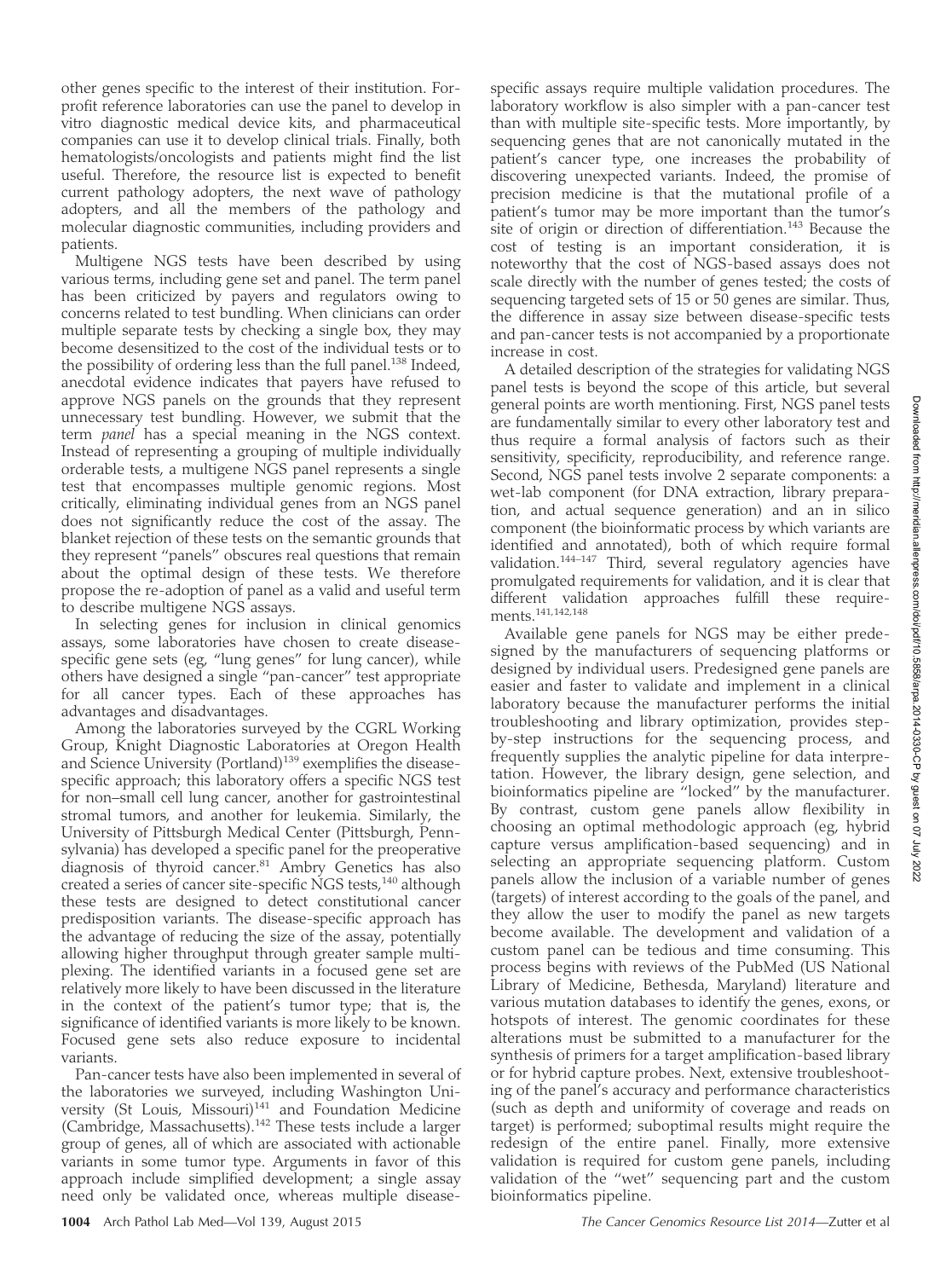other genes specific to the interest of their institution. For-profit reference laboratories can use the panel to develop in vitro diagnostic medical device kits, and pharmaceutical companies can use it to develop clinical trials. Finally, both hematologists/oncologists and patients might find the list useful. Therefore, the resource list is expected to benefit current pathology adopters, the next wave of pathology adopters, and all the members of the pathology and molecular diagnostic communities, including providers and patients.

Multigene NGS tests have been described by using various terms, including gene set and panel. The term panel has been criticized by payers and regulators owing to concerns related to test bundling. When clinicians can order multiple separate tests by checking a single box, they may become desensitized to the cost of the individual tests or to the possibility of ordering less than the full panel.[138] Indeed, anecdotal evidence indicates that payers have refused to approve NGS panels on the grounds that they represent unnecessary test bundling. However, we submit that the term *panel* has a special meaning in the NGS context. Instead of representing a grouping of multiple individually orderable tests, a multigene NGS panel represents a single test that encompasses multiple genomic regions. Most critically, eliminating individual genes from an NGS panel does not significantly reduce the cost of the assay. The blanket rejection of these tests on the semantic grounds that they represent "panels" obscures real questions that remain about the optimal design of these tests. We therefore propose the re-adoption of panel as a valid and useful term to describe multigene NGS assays.

In selecting genes for inclusion in clinical genomics assays, some laboratories have chosen to create disease-specific gene sets (eg, "lung genes" for lung cancer), while others have designed a single "pan-cancer" test appropriate for all cancer types. Each of these approaches has advantages and disadvantages.

Among the laboratories surveyed by the CGRL Working Group, Knight Diagnostic Laboratories at Oregon Health and Science University (Portland)[139] exemplifies the disease-specific approach; this laboratory offers a specific NGS test for non–small cell lung cancer, another for gastrointestinal stromal tumors, and another for leukemia. Similarly, the University of Pittsburgh Medical Center (Pittsburgh, Pennsylvania) has developed a specific panel for the preoperative diagnosis of thyroid cancer.[81] Ambry Genetics has also created a series of cancer site-specific NGS tests,[140] although these tests are designed to detect constitutional cancer predisposition variants. The disease-specific approach has the advantage of reducing the size of the assay, potentially allowing higher throughput through greater sample multiplexing. The identified variants in a focused gene set are relatively more likely to have been discussed in the literature in the context of the patient's tumor type; that is, the significance of identified variants is more likely to be known. Focused gene sets also reduce exposure to incidental variants.

Pan-cancer tests have also been implemented in several of the laboratories we surveyed, including Washington University (St Louis, Missouri)[141] and Foundation Medicine (Cambridge, Massachusetts).[142] These tests include a larger group of genes, all of which are associated with actionable variants in some tumor type. Arguments in favor of this approach include simplified development; a single assay need only be validated once, whereas multiple disease-specific assays require multiple validation procedures. The laboratory workflow is also simpler with a pan-cancer test than with multiple site-specific tests. More importantly, by sequencing genes that are not canonically mutated in the patient's cancer type, one increases the probability of discovering unexpected variants. Indeed, the promise of precision medicine is that the mutational profile of a patient's tumor may be more important than the tumor's site of origin or direction of differentiation.[143] Because the cost of testing is an important consideration, it is noteworthy that the cost of NGS-based assays does not scale directly with the number of genes tested; the costs of sequencing targeted sets of 15 or 50 genes are similar. Thus, the difference in assay size between disease-specific tests and pan-cancer tests is not accompanied by a proportionate increase in cost.

A detailed description of the strategies for validating NGS panel tests is beyond the scope of this article, but several general points are worth mentioning. First, NGS panel tests are fundamentally similar to every other laboratory test and thus require a formal analysis of factors such as their sensitivity, specificity, reproducibility, and reference range. Second, NGS panel tests involve 2 separate components: a wet-lab component (for DNA extraction, library preparation, and actual sequence generation) and an in silico component (the bioinformatic process by which variants are identified and annotated), both of which require formal validation.[144–147] Third, several regulatory agencies have promulgated requirements for validation, and it is clear that different validation approaches fulfill these requirements.[141,142,148]

Available gene panels for NGS may be either predesigned by the manufacturers of sequencing platforms or designed by individual users. Predesigned gene panels are easier and faster to validate and implement in a clinical laboratory because the manufacturer performs the initial troubleshooting and library optimization, provides step-by-step instructions for the sequencing process, and frequently supplies the analytic pipeline for data interpretation. However, the library design, gene selection, and bioinformatics pipeline are "locked" by the manufacturer. By contrast, custom gene panels allow flexibility in choosing an optimal methodologic approach (eg, hybrid capture versus amplification-based sequencing) and in selecting an appropriate sequencing platform. Custom panels allow the inclusion of a variable number of genes (targets) of interest according to the goals of the panel, and they allow the user to modify the panel as new targets become available. The development and validation of a custom panel can be tedious and time consuming. This process begins with reviews of the PubMed (US National Library of Medicine, Bethesda, Maryland) literature and various mutation databases to identify the genes, exons, or hotspots of interest. The genomic coordinates for these alterations must be submitted to a manufacturer for the synthesis of primers for a target amplification-based library or for hybrid capture probes. Next, extensive troubleshooting of the panel's accuracy and performance characteristics (such as depth and uniformity of coverage and reads on target) is performed; suboptimal results might require the redesign of the entire panel. Finally, more extensive validation is required for custom gene panels, including validation of the "wet" sequencing part and the custom bioinformatics pipeline.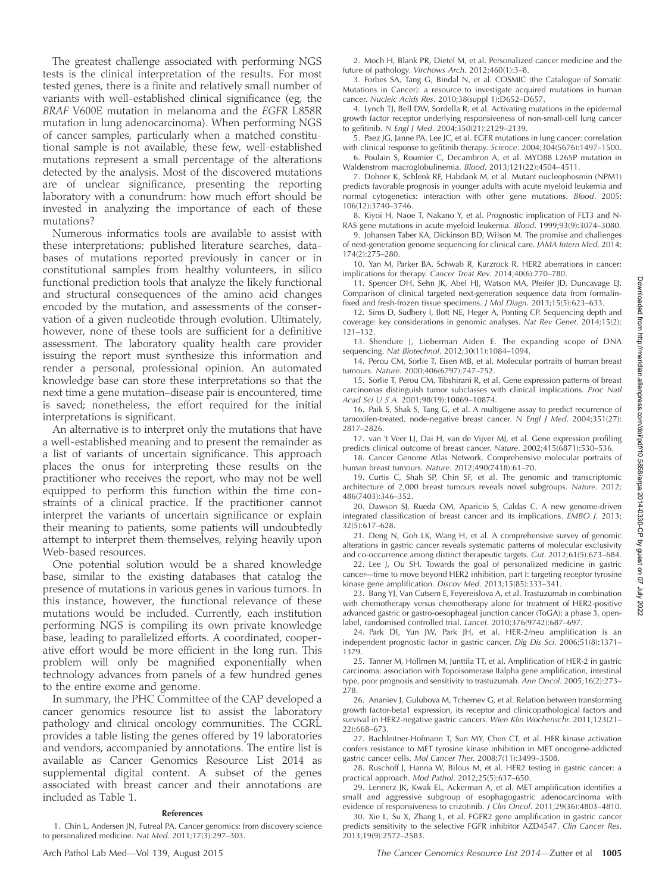The greatest challenge associated with performing NGS tests is the clinical interpretation of the results. For most tested genes, there is a finite and relatively small number of variants with well-established clinical significance (eg, the *BRAF* V600E mutation in melanoma and the *EGFR* L858R mutation in lung adenocarcinoma). When performing NGS of cancer samples, particularly when a matched constitutional sample is not available, these few, well-established mutations represent a small percentage of the alterations detected by the analysis. Most of the discovered mutations are of unclear significance, presenting the reporting laboratory with a conundrum: how much effort should be invested in analyzing the importance of each of these mutations?

Numerous informatics tools are available to assist with these interpretations: published literature searches, databases of mutations reported previously in cancer or in constitutional samples from healthy volunteers, in silico functional prediction tools that analyze the likely functional and structural consequences of the amino acid changes encoded by the mutation, and assessments of the conservation of a given nucleotide through evolution. Ultimately, however, none of these tools are sufficient for a definitive assessment. The laboratory quality health care provider issuing the report must synthesize this information and render a personal, professional opinion. An automated knowledge base can store these interpretations so that the next time a gene mutation–disease pair is encountered, time is saved; nonetheless, the effort required for the initial interpretations is significant.

An alternative is to interpret only the mutations that have a well-established meaning and to present the remainder as a list of variants of uncertain significance. This approach places the onus for interpreting these results on the practitioner who receives the report, who may not be well equipped to perform this function within the time constraints of a clinical practice. If the practitioner cannot interpret the variants of uncertain significance or explain their meaning to patients, some patients will undoubtedly attempt to interpret them themselves, relying heavily upon Web-based resources.

One potential solution would be a shared knowledge base, similar to the existing databases that catalog the presence of mutations in various genes in various tumors. In this instance, however, the functional relevance of these mutations would be included. Currently, each institution performing NGS is compiling its own private knowledge base, leading to parallelized efforts. A coordinated, cooperative effort would be more efficient in the long run. This problem will only be magnified exponentially when technology advances from panels of a few hundred genes to the entire exome and genome.

In summary, the PHC Committee of the CAP developed a cancer genomics resource list to assist the laboratory pathology and clinical oncology communities. The CGRL provides a table listing the genes offered by 19 laboratories and vendors, accompanied by annotations. The entire list is available as Cancer Genomics Resource List 2014 as supplemental digital content. A subset of the genes associated with breast cancer and their annotations are included as Table 1.

## References

1. Chin L, Andersen JN, Futreal PA. Cancer genomics: from discovery science to personalized medicine. *Nat Med*. 2011;17(3):297–303.
2. Moch H, Blank PR, Dietel M, et al. Personalized cancer medicine and the future of pathology. *Virchows Arch*. 2012;460(1):3–8.
3. Forbes SA, Tang G, Bindal N, et al. COSMIC (the Catalogue of Somatic Mutations in Cancer): a resource to investigate acquired mutations in human cancer. *Nucleic Acids Res*. 2010;38(suppl 1):D652–D657.
4. Lynch TJ, Bell DW, Sordella R, et al. Activating mutations in the epidermal growth factor receptor underlying responsiveness of non-small-cell lung cancer to gefitinib. *N Engl J Med*. 2004;350(21):2129–2139.
5. Paez JG, Janne PA, Lee JC, et al. EGFR mutations in lung cancer: correlation with clinical response to gefitinib therapy. *Science*. 2004;304(5676):1497–1500.
6. Poulain S, Roumier C, Decambron A, et al. MYD88 L265P mutation in Waldenstrom macroglobulinemia. *Blood*. 2013;121(22):4504–4511.
7. Dohner K, Schlenk RF, Habdank M, et al. Mutant nucleophosmin (NPM1) predicts favorable prognosis in younger adults with acute myeloid leukemia and normal cytogenetics: interaction with other gene mutations. *Blood*. 2005;106(12):3740–3746.
8. Kiyoi H, Naoe T, Nakano Y, et al. Prognostic implication of FLT3 and N-RAS gene mutations in acute myeloid leukemia. *Blood*. 1999;93(9):3074–3080.
9. Johansen Taber KA, Dickinson BD, Wilson M. The promise and challenges of next-generation genome sequencing for clinical care. *JAMA Intern Med*. 2014;174(2):275–280.
10. Yan M, Parker BA, Schwab R, Kurzrock R. HER2 aberrations in cancer: implications for therapy. *Cancer Treat Rev*. 2014;40(6):770–780.
11. Spencer DH, Sehn JK, Abel HJ, Watson MA, Pfeifer JD, Duncavage EJ. Comparison of clinical targeted next-generation sequence data from formalin-fixed and fresh-frozen tissue specimens. *J Mol Diagn*. 2013;15(5):623–633.
12. Sims D, Sudbery I, Ilott NE, Heger A, Ponting CP. Sequencing depth and coverage: key considerations in genomic analyses. *Nat Rev Genet*. 2014;15(2):121–132.
13. Shendure J, Lieberman Aiden E. The expanding scope of DNA sequencing. *Nat Biotechnol*. 2012;30(11):1084–1094.
14. Perou CM, Sorlie T, Eisen MB, et al. Molecular portraits of human breast tumours. *Nature*. 2000;406(6797):747–752.
15. Sorlie T, Perou CM, Tibshirani R, et al. Gene expression patterns of breast carcinomas distinguish tumor subclasses with clinical implications. *Proc Natl Acad Sci U S A*. 2001;98(19):10869–10874.
16. Paik S, Shak S, Tang G, et al. A multigene assay to predict recurrence of tamoxifen-treated, node-negative breast cancer. *N Engl J Med*. 2004;351(27):2817–2826.
17. van 't Veer LJ, Dai H, van de Vijver MJ, et al. Gene expression profiling predicts clinical outcome of breast cancer. *Nature*. 2002;415(6871):530–536.
18. Cancer Genome Atlas Network. Comprehensive molecular portraits of human breast tumours. *Nature*. 2012;490(7418):61–70.
19. Curtis C, Shah SP, Chin SF, et al. The genomic and transcriptomic architecture of 2,000 breast tumours reveals novel subgroups. *Nature*. 2012;486(7403):346–352.
20. Dawson SJ, Rueda OM, Aparicio S, Caldas C. A new genome-driven integrated classification of breast cancer and its implications. *EMBO J*. 2013;32(5):617–628.
21. Deng N, Goh LK, Wang H, et al. A comprehensive survey of genomic alterations in gastric cancer reveals systematic patterns of molecular exclusivity and co-occurrence among distinct therapeutic targets. *Gut*. 2012;61(5):673–684.
22. Lee J, Ou SH. Towards the goal of personalized medicine in gastric cancer—time to move beyond HER2 inhibition, part I: targeting receptor tyrosine kinase gene amplification. *Discov Med*. 2013;15(85):333–341.
23. Bang YJ, Van Cutsem E, Feyereislova A, et al. Trastuzumab in combination with chemotherapy versus chemotherapy alone for treatment of HER2-positive advanced gastric or gastro-oesophageal junction cancer (ToGA): a phase 3, open-label, randomised controlled trial. *Lancet*. 2010;376(9742):687–697.
24. Park DI, Yun JW, Park JH, et al. HER-2/neu amplification is an independent prognostic factor in gastric cancer. *Dig Dis Sci*. 2006;51(8):1371–1379.
25. Tanner M, Hollmen M, Junttila TT, et al. Amplification of HER-2 in gastric carcinoma: association with Topoisomerase IIalpha gene amplification, intestinal type, poor prognosis and sensitivity to trastuzumab. *Ann Oncol*. 2005;16(2):273–278.
26. Ananiev J, Gulubova M, Tchernev G, et al. Relation between transforming growth factor-beta1 expression, its receptor and clinicopathological factors and survival in HER2-negative gastric cancers. *Wien Klin Wochenschr*. 2011;123(21–22):668–673.
27. Bachleitner-Hofmann T, Sun MY, Chen CT, et al. HER kinase activation confers resistance to MET tyrosine kinase inhibition in MET oncogene-addicted gastric cancer cells. *Mol Cancer Ther*. 2008;7(11):3499–3508.
28. Ruschoff J, Hanna W, Bilous M, et al. HER2 testing in gastric cancer: a practical approach. *Mod Pathol*. 2012;25(5):637–650.
29. Lennerz JK, Kwak EL, Ackerman A, et al. MET amplification identifies a small and aggressive subgroup of esophagogastric adenocarcinoma with evidence of responsiveness to crizotinib. *J Clin Oncol*. 2011;29(36):4803–4810.
30. Xie L, Su X, Zhang L, et al. FGFR2 gene amplification in gastric cancer predicts sensitivity to the selective FGFR inhibitor AZD4547. *Clin Cancer Res*. 2013;19(9):2572–2583.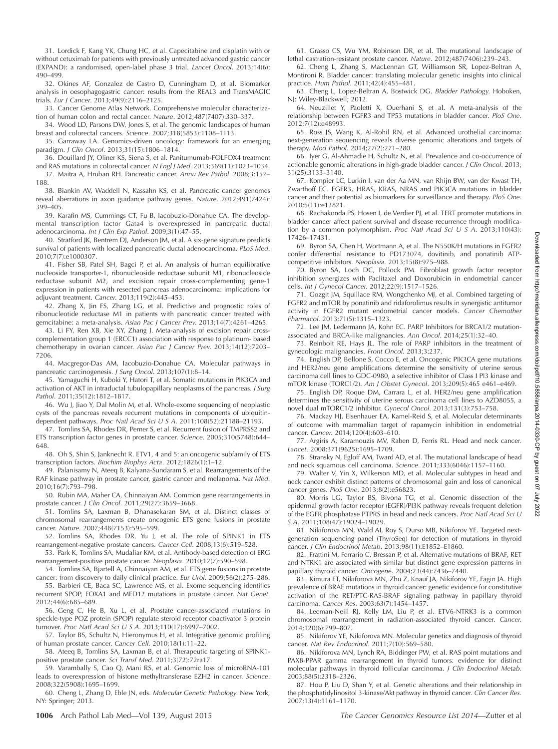31. Lordick F, Kang YK, Chung HC, et al. Capecitabine and cisplatin with or without cetuximab for patients with previously untreated advanced gastric cancer (EXPAND): a randomised, open-label phase 3 trial. *Lancet Oncol*. 2013;14(6):490–499.

32. Okines AF, Gonzalez de Castro D, Cunningham D, et al. Biomarker analysis in oesophagogastric cancer: results from the REAL3 and TransMAGIC trials. *Eur J Cancer*. 2013;49(9):2116–2125.

33. Cancer Genome Atlas Network. Comprehensive molecular characterization of human colon and rectal cancer. *Nature*. 2012;487(7407):330–337.

34. Wood LD, Parsons DW, Jones S, et al. The genomic landscapes of human breast and colorectal cancers. *Science*. 2007;318(5853):1108–1113.

35. Garraway LA. Genomics-driven oncology: framework for an emerging paradigm. *J Clin Oncol*. 2013;31(15):1806–1814.

36. Douillard JY, Oliner KS, Siena S, et al. Panitumumab-FOLFOX4 treatment and RAS mutations in colorectal cancer. *N Engl J Med*. 2013;369(11):1023–1034.

37. Maitra A, Hruban RH. Pancreatic cancer. *Annu Rev Pathol*. 2008;3:157–188.

38. Biankin AV, Waddell N, Kassahn KS, et al. Pancreatic cancer genomes reveal aberrations in axon guidance pathway genes. *Nature*. 2012;491(7424):399–405.

39. Karafin MS, Cummings CT, Fu B, Iacobuzio-Donahue CA. The developmental transcription factor Gata4 is overexpressed in pancreatic ductal adenocarcinoma. *Int J Clin Exp Pathol*. 2009;3(1):47–55.

40. Stratford JK, Bentrem DJ, Anderson JM, et al. A six-gene signature predicts survival of patients with localized pancreatic ductal adenocarcinoma. *PLoS Med*. 2010;7(7):e1000307.

41. Fisher SB, Patel SH, Bagci P, et al. An analysis of human equilibrative nucleoside transporter-1, ribonucleoside reductase subunit M1, ribonucleoside reductase subunit M2, and excision repair cross-complementing gene-1 expression in patients with resected pancreas adenocarcinoma: implications for adjuvant treatment. *Cancer*. 2013;119(2):445–453.

42. Zhang X, Jin FS, Zhang LG, et al. Predictive and prognostic roles of ribonucleotide reductase M1 in patients with pancreatic cancer treated with gemcitabine: a meta-analysis. *Asian Pac J Cancer Prev*. 2013;14(7):4261–4265.

43. Li FY, Ren XB, Xie XY, Zhang J. Meta-analysis of excision repair cross-complementation group 1 (ERCC1) association with response to platinum- based chemotherapy in ovarian cancer. *Asian Pac J Cancer Prev*. 2013;14(12):7203–7206.

44. Macgregor-Das AM, Iacobuzio-Donahue CA. Molecular pathways in pancreatic carcinogenesis. *J Surg Oncol*. 2013;107(1):8–14.

45. Yamaguchi H, Kuboki Y, Hatori T, et al. Somatic mutations in PIK3CA and activation of AKT in intraductal tubulopapillary neoplasms of the pancreas. *J Surg Pathol*. 2011;35(12):1812–1817.

46. Wu J, Jiao Y, Dal Molin M, et al. Whole-exome sequencing of neoplastic cysts of the pancreas reveals recurrent mutations in components of ubiquitin-dependent pathways. *Proc Natl Acad Sci U S A*. 2011;108(52):21188–21193.

47. Tomlins SA, Rhodes DR, Perner S, et al. Recurrent fusion of TMPRSS2 and ETS transcription factor genes in prostate cancer. *Science*. 2005;310(5748):644–648.

48. Oh S, Shin S, Janknecht R. ETV1, 4 and 5: an oncogenic subfamily of ETS transcription factors. *Biochim Biophys Acta*. 2012;1826(1):1–12.

49. Palanisamy N, Ateeq B, Kalyana-Sundaram S, et al. Rearrangements of the RAF kinase pathway in prostate cancer, gastric cancer and melanoma. *Nat Med*. 2010;16(7):793–798.

50. Rubin MA, Maher CA, Chinnaiyan AM. Common gene rearrangements in prostate cancer. *J Clin Oncol*. 2011;29(27):3659–3668.

51. Tomlins SA, Laxman B, Dhanasekaran SM, et al. Distinct classes of chromosomal rearrangements create oncogenic ETS gene fusions in prostate cancer. *Nature*. 2007;448(7153):595–599.

52. Tomlins SA, Rhodes DR, Yu J, et al. The role of SPINK1 in ETS rearrangement-negative prostate cancers. *Cancer Cell*. 2008;13(6):519–528.

53. Park K, Tomlins SA, Mudaliar KM, et al. Antibody-based detection of ERG rearrangement-positive prostate cancer. *Neoplasia*. 2010;12(7):590–598.

54. Tomlins SA, Bjartell A, Chinnaiyan AM, et al. ETS gene fusions in prostate cancer: from discovery to daily clinical practice. *Eur Urol*. 2009;56(2):275–286.

55. Barbieri CE, Baca SC, Lawrence MS, et al. Exome sequencing identifies recurrent SPOP, FOXA1 and MED12 mutations in prostate cancer. *Nat Genet*. 2012;44(6):685–689.

56. Geng C, He B, Xu L, et al. Prostate cancer-associated mutations in speckle-type POZ protein (SPOP) regulate steroid receptor coactivator 3 protein turnover. *Proc Natl Acad Sci U S A*. 2013;110(17):6997–7002.

57. Taylor BS, Schultz N, Hieronymus H, et al. Integrative genomic profiling of human prostate cancer. *Cancer Cell*. 2010;18(1):11–22.

58. Ateeq B, Tomlins SA, Laxman B, et al. Therapeutic targeting of SPINK1-positive prostate cancer. *Sci Transl Med*. 2011;3(72):72ra17.

59. Varambally S, Cao Q, Mani RS, et al. Genomic loss of microRNA-101 leads to overexpression of histone methyltransferase EZH2 in cancer. *Science*. 2008;322(5908):1695–1699.

60. Cheng L, Zhang D, Eble JN, eds. *Molecular Genetic Pathology*. New York, NY: Springer; 2013.

61. Grasso CS, Wu YM, Robinson DR, et al. The mutational landscape of lethal castration-resistant prostate cancer. *Nature*. 2012;487(7406):239–243.

62. Cheng L, Zhang S, MacLennan GT, Williamson SR, Lopez-Beltran A, Montironi R. Bladder cancer: translating molecular genetic insights into clinical practice. *Hum Pathol*. 2011;42(4):455–481.

63. Cheng L, Lopez-Beltran A, Bostwick DG. *Bladder Pathology*. Hoboken, NJ: Wiley-Blackwell; 2012.

64. Neuzillet Y, Paoletti X, Ouerhani S, et al. A meta-analysis of the relationship between FGFR3 and TP53 mutations in bladder cancer. *PloS One*. 2012;7(12):e48993.

65. Ross JS, Wang K, Al-Rohil RN, et al. Advanced urothelial carcinoma: next-generation sequencing reveals diverse genomic alterations and targets of therapy. *Mod Pathol*. 2014;27(2):271–280.

66. Iyer G, Al-Ahmadie H, Schultz N, et al. Prevalence and co-occurrence of actionable genomic alterations in high-grade bladder cancer. *J Clin Oncol*. 2013;31(25):3133–3140.

67. Kompier LC, Lurkin I, van der Aa MN, van Rhijn BW, van der Kwast TH, Zwarthoff EC. FGFR3, HRAS, KRAS, NRAS and PIK3CA mutations in bladder cancer and their potential as biomarkers for surveillance and therapy. *PloS One*. 2010;5(11):e13821.

68. Rachakonda PS, Hosen I, de Verdier PJ, et al. TERT promoter mutations in bladder cancer affect patient survival and disease recurrence through modification by a common polymorphism. *Proc Natl Acad Sci U S A*. 2013;110(43):17426–17431.

69. Byron SA, Chen H, Wortmann A, et al. The N550K/H mutations in FGFR2 confer differential resistance to PD173074, dovitinib, and ponatinib ATP-competitive inhibitors. *Neoplasia*. 2013;15(8):975–988.

70. Byron SA, Loch DC, Pollock PM. Fibroblast growth factor receptor inhibition synergizes with Paclitaxel and Doxorubicin in endometrial cancer cells. *Int J Gynecol Cancer*. 2012;22(9):1517–1526.

71. Gozgit JM, Squillace RM, Wongchenko MJ, et al. Combined targeting of FGFR2 and mTOR by ponatinib and ridaforolimus results in synergistic antitumor activity in FGFR2 mutant endometrial cancer models. *Cancer Chemother Pharmacol*. 2013;71(5):1315–1323.

72. Lee JM, Ledermann JA, Kohn EC. PARP Inhibitors for BRCA1/2 mutation-associated and BRCA-like malignancies. *Ann Oncol*. 2014;25(1):32–40.

73. Reinbolt RE, Hays JL. The role of PARP inhibitors in the treatment of gynecologic malignancies. *Front Oncol*. 2013;3:237.

74. English DP, Bellone S, Cocco E, et al. Oncogenic PIK3CA gene mutations and HER2/neu gene amplifications determine the sensitivity of uterine serous carcinoma cell lines to GDC-0980, a selective inhibitor of Class I PI3 kinase and mTOR kinase (TORC1/2). *Am J Obstet Gynecol*. 2013;209(5):465 e461–e469.

75. English DP, Roque DM, Carrara L, et al. HER2/neu gene amplification determines the sensitivity of uterine serous carcinoma cell lines to AZD8055, a novel dual mTORC1/2 inhibitor. *Gynecol Oncol*. 2013;131(3):753–758.

76. Mackay HJ, Eisenhauer EA, Kamel-Reid S, et al. Molecular determinants of outcome with mammalian target of rapamycin inhibition in endometrial cancer. *Cancer*. 2014;120(4):603–610.

77. Argiris A, Karamouzis MV, Raben D, Ferris RL. Head and neck cancer. *Lancet*. 2008;371(9625):1695–1709.

78. Stransky N, Egloff AM, Tward AD, et al. The mutational landscape of head and neck squamous cell carcinoma. *Science*. 2011;333(6046):1157–1160.

79. Walter V, Yin X, Wilkerson MD, et al. Molecular subtypes in head and neck cancer exhibit distinct patterns of chromosomal gain and loss of canonical cancer genes. *PloS One*. 2013;8(2):e56823.

80. Morris LG, Taylor BS, Bivona TG, et al. Genomic dissection of the epidermal growth factor receptor (EGFR)/PI3K pathway reveals frequent deletion of the EGFR phosphatase PTPRS in head and neck cancers. *Proc Natl Acad Sci U S A*. 2011;108(47):19024–19029.

81. Nikiforova MN, Wald AI, Roy S, Durso MB, Nikiforov YE. Targeted next-generation sequencing panel (ThyroSeq) for detection of mutations in thyroid cancer. *J Clin Endocrinol Metab*. 2013;98(11):E1852–E1860.

82. Frattini M, Ferrario C, Bressan P, et al. Alternative mutations of BRAF, RET and NTRK1 are associated with similar but distinct gene expression patterns in papillary thyroid cancer. *Oncogene*. 2004;23(44):7436–7440.

83. Kimura ET, Nikiforova MN, Zhu Z, Knauf JA, Nikiforov YE, Fagin JA. High prevalence of BRAF mutations in thyroid cancer: genetic evidence for constitutive activation of the RET/PTC-RAS-BRAF signaling pathway in papillary thyroid carcinoma. *Cancer Res*. 2003;63(7):1454–1457.

84. Leeman-Neill RJ, Kelly LM, Liu P, et al. ETV6-NTRK3 is a common chromosomal rearrangement in radiation-associated thyroid cancer. *Cancer*. 2014;120(6):799–807.

85. Nikiforov YE, Nikiforova MN. Molecular genetics and diagnosis of thyroid cancer. *Nat Rev Endocrinol*. 2011;7(10):569–580.

86. Nikiforova MN, Lynch RA, Biddinger PW, et al. RAS point mutations and PAX8-PPAR gamma rearrangement in thyroid tumors: evidence for distinct molecular pathways in thyroid follicular carcinoma. *J Clin Endocrinol Metab*. 2003;88(5):2318–2326.

87. Hou P, Liu D, Shan Y, et al. Genetic alterations and their relationship in the phosphatidylinositol 3-kinase/Akt pathway in thyroid cancer. *Clin Cancer Res*. 2007;13(4):1161–1170.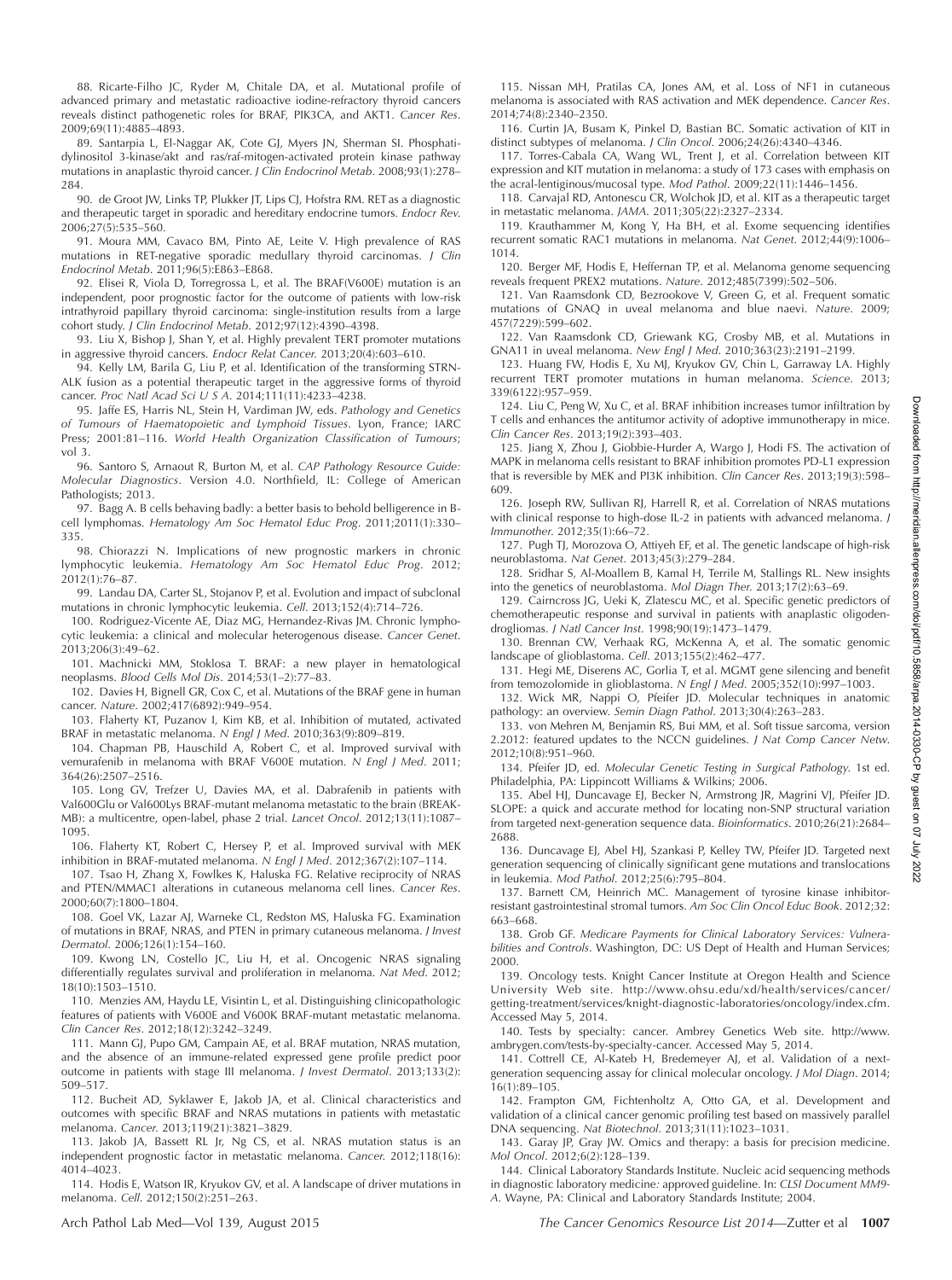88. Ricarte-Filho JC, Ryder M, Chitale DA, et al. Mutational profile of advanced primary and metastatic radioactive iodine-refractory thyroid cancers reveals distinct pathogenetic roles for BRAF, PIK3CA, and AKT1. *Cancer Res*. 2009;69(11):4885–4893.

89. Santarpia L, El-Naggar AK, Cote GJ, Myers JN, Sherman SI. Phosphatidylinositol 3-kinase/akt and ras/raf-mitogen-activated protein kinase pathway mutations in anaplastic thyroid cancer. *J Clin Endocrinol Metab*. 2008;93(1):278–284.

90. de Groot JW, Links TP, Plukker JT, Lips CJ, Hofstra RM. RET as a diagnostic and therapeutic target in sporadic and hereditary endocrine tumors. *Endocr Rev*. 2006;27(5):535–560.

91. Moura MM, Cavaco BM, Pinto AE, Leite V. High prevalence of RAS mutations in RET-negative sporadic medullary thyroid carcinomas. *J Clin Endocrinol Metab*. 2011;96(5):E863–E868.

92. Elisei R, Viola D, Torregrossa L, et al. The BRAF(V600E) mutation is an independent, poor prognostic factor for the outcome of patients with low-risk intrathyroid papillary thyroid carcinoma: single-institution results from a large cohort study. *J Clin Endocrinol Metab*. 2012;97(12):4390–4398.

93. Liu X, Bishop J, Shan Y, et al. Highly prevalent TERT promoter mutations in aggressive thyroid cancers. *Endocr Relat Cancer*. 2013;20(4):603–610.

94. Kelly LM, Barila G, Liu P, et al. Identification of the transforming STRN-ALK fusion as a potential therapeutic target in the aggressive forms of thyroid cancer. *Proc Natl Acad Sci U S A*. 2014;111(11):4233–4238.

95. Jaffe ES, Harris NL, Stein H, Vardiman JW, eds. *Pathology and Genetics of Tumours of Haematopoietic and Lymphoid Tissues*. Lyon, France; IARC Press; 2001:81–116. *World Health Organization Classification of Tumours*; vol 3.

96. Santoro S, Arnaout R, Burton M, et al. *CAP Pathology Resource Guide: Molecular Diagnostics*. Version 4.0. Northfield, IL: College of American Pathologists; 2013.

97. Bagg A. B cells behaving badly: a better basis to behold belligerence in B-cell lymphomas. *Hematology Am Soc Hematol Educ Prog*. 2011;2011(1):330–335.

98. Chiorazzi N. Implications of new prognostic markers in chronic lymphocytic leukemia. *Hematology Am Soc Hematol Educ Prog*. 2012; 2012(1):76–87.

99. Landau DA, Carter SL, Stojanov P, et al. Evolution and impact of subclonal mutations in chronic lymphocytic leukemia. *Cell*. 2013;152(4):714–726.

100. Rodriguez-Vicente AE, Diaz MG, Hernandez-Rivas JM. Chronic lymphocytic leukemia: a clinical and molecular heterogenous disease. *Cancer Genet*. 2013;206(3):49–62.

101. Machnicki MM, Stoklosa T. BRAF: a new player in hematological neoplasms. *Blood Cells Mol Dis*. 2014;53(1–2):77–83.

102. Davies H, Bignell GR, Cox C, et al. Mutations of the BRAF gene in human cancer. *Nature*. 2002;417(6892):949–954.

103. Flaherty KT, Puzanov I, Kim KB, et al. Inhibition of mutated, activated BRAF in metastatic melanoma. *N Engl J Med*. 2010;363(9):809–819.

104. Chapman PB, Hauschild A, Robert C, et al. Improved survival with vemurafenib in melanoma with BRAF V600E mutation. *N Engl J Med*. 2011; 364(26):2507–2516.

105. Long GV, Trefzer U, Davies MA, et al. Dabrafenib in patients with Val600Glu or Val600Lys BRAF-mutant melanoma metastatic to the brain (BREAK-MB): a multicentre, open-label, phase 2 trial. *Lancet Oncol*. 2012;13(11):1087–1095.

106. Flaherty KT, Robert C, Hersey P, et al. Improved survival with MEK inhibition in BRAF-mutated melanoma. *N Engl J Med*. 2012;367(2):107–114.

107. Tsao H, Zhang X, Fowlkes K, Haluska FG. Relative reciprocity of NRAS and PTEN/MMAC1 alterations in cutaneous melanoma cell lines. *Cancer Res*. 2000;60(7):1800–1804.

108. Goel VK, Lazar AJ, Warneke CL, Redston MS, Haluska FG. Examination of mutations in BRAF, NRAS, and PTEN in primary cutaneous melanoma. *J Invest Dermatol*. 2006;126(1):154–160.

109. Kwong LN, Costello JC, Liu H, et al. Oncogenic NRAS signaling differentially regulates survival and proliferation in melanoma. *Nat Med*. 2012; 18(10):1503–1510.

110. Menzies AM, Haydu LE, Visintin L, et al. Distinguishing clinicopathologic features of patients with V600E and V600K BRAF-mutant metastatic melanoma. *Clin Cancer Res*. 2012;18(12):3242–3249.

111. Mann GJ, Pupo GM, Campain AE, et al. BRAF mutation, NRAS mutation, and the absence of an immune-related expressed gene profile predict poor outcome in patients with stage III melanoma. *J Invest Dermatol*. 2013;133(2): 509–517.

112. Bucheit AD, Syklawer E, Jakob JA, et al. Clinical characteristics and outcomes with specific BRAF and NRAS mutations in patients with metastatic melanoma. *Cancer*. 2013;119(21):3821–3829.

113. Jakob JA, Bassett RL Jr, Ng CS, et al. NRAS mutation status is an independent prognostic factor in metastatic melanoma. *Cancer*. 2012;118(16): 4014–4023.

114. Hodis E, Watson IR, Kryukov GV, et al. A landscape of driver mutations in melanoma. *Cell*. 2012;150(2):251–263.

115. Nissan MH, Pratilas CA, Jones AM, et al. Loss of NF1 in cutaneous melanoma is associated with RAS activation and MEK dependence. *Cancer Res*. 2014;74(8):2340–2350.

116. Curtin JA, Busam K, Pinkel D, Bastian BC. Somatic activation of KIT in distinct subtypes of melanoma. *J Clin Oncol*. 2006;24(26):4340–4346.

117. Torres-Cabala CA, Wang WL, Trent J, et al. Correlation between KIT expression and KIT mutation in melanoma: a study of 173 cases with emphasis on the acral-lentiginous/mucosal type. *Mod Pathol*. 2009;22(11):1446–1456.

118. Carvajal RD, Antonescu CR, Wolchok JD, et al. KIT as a therapeutic target in metastatic melanoma. *JAMA*. 2011;305(22):2327–2334.

119. Krauthammer M, Kong Y, Ha BH, et al. Exome sequencing identifies recurrent somatic RAC1 mutations in melanoma. *Nat Genet*. 2012;44(9):1006–1014.

120. Berger MF, Hodis E, Heffernan TP, et al. Melanoma genome sequencing reveals frequent PREX2 mutations. *Nature*. 2012;485(7399):502–506.

121. Van Raamsdonk CD, Bezrookove V, Green G, et al. Frequent somatic mutations of GNAQ in uveal melanoma and blue naevi. *Nature*. 2009; 457(7229):599–602.

122. Van Raamsdonk CD, Griewank KG, Crosby MB, et al. Mutations in GNA11 in uveal melanoma. *New Engl J Med*. 2010;363(23):2191–2199.

123. Huang FW, Hodis E, Xu MJ, Kryukov GV, Chin L, Garraway LA. Highly recurrent TERT promoter mutations in human melanoma. *Science*. 2013; 339(6122):957–959.

124. Liu C, Peng W, Xu C, et al. BRAF inhibition increases tumor infiltration by T cells and enhances the antitumor activity of adoptive immunotherapy in mice. *Clin Cancer Res*. 2013;19(2):393–403.

125. Jiang X, Zhou J, Giobbie-Hurder A, Wargo J, Hodi FS. The activation of MAPK in melanoma cells resistant to BRAF inhibition promotes PD-L1 expression that is reversible by MEK and PI3K inhibition. *Clin Cancer Res*. 2013;19(3):598–609.

126. Joseph RW, Sullivan RJ, Harrell R, et al. Correlation of NRAS mutations with clinical response to high-dose IL-2 in patients with advanced melanoma. *J Immunother*. 2012;35(1):66–72.

127. Pugh TJ, Morozova O, Attiyeh EF, et al. The genetic landscape of high-risk neuroblastoma. *Nat Genet*. 2013;45(3):279–284.

128. Sridhar S, Al-Moallem B, Kamal H, Terrile M, Stallings RL. New insights into the genetics of neuroblastoma. *Mol Diagn Ther*. 2013;17(2):63–69.

129. Cairncross JG, Ueki K, Zlatescu MC, et al. Specific genetic predictors of chemotherapeutic response and survival in patients with anaplastic oligodendrogliomas. *J Natl Cancer Inst*. 1998;90(19):1473–1479.

130. Brennan CW, Verhaak RG, McKenna A, et al. The somatic genomic landscape of glioblastoma. *Cell*. 2013;155(2):462–477.

131. Hegi ME, Diserens AC, Gorlia T, et al. MGMT gene silencing and benefit from temozolomide in glioblastoma. *N Engl J Med*. 2005;352(10):997–1003.

132. Wick MR, Nappi O, Pfeifer JD. Molecular techniques in anatomic pathology: an overview. *Semin Diagn Pathol*. 2013;30(4):263–283.

133. von Mehren M, Benjamin RS, Bui MM, et al. Soft tissue sarcoma, version 2.2012: featured updates to the NCCN guidelines. *J Nat Comp Cancer Netw*. 2012;10(8):951–960.

134. Pfeifer JD, ed. *Molecular Genetic Testing in Surgical Pathology*. 1st ed. Philadelphia, PA: Lippincott Williams & Wilkins; 2006.

135. Abel HJ, Duncavage EJ, Becker N, Armstrong JR, Magrini VJ, Pfeifer JD. SLOPE: a quick and accurate method for locating non-SNP structural variation from targeted next-generation sequence data. *Bioinformatics*. 2010;26(21):2684–2688.

136. Duncavage EJ, Abel HJ, Szankasi P, Kelley TW, Pfeifer JD. Targeted next generation sequencing of clinically significant gene mutations and translocations in leukemia. *Mod Pathol*. 2012;25(6):795–804.

137. Barnett CM, Heinrich MC. Management of tyrosine kinase inhibitor-resistant gastrointestinal stromal tumors. *Am Soc Clin Oncol Educ Book*. 2012;32: 663–668.

138. Grob GF. *Medicare Payments for Clinical Laboratory Services: Vulnerabilities and Controls*. Washington, DC: US Dept of Health and Human Services; 2000.

139. Oncology tests. Knight Cancer Institute at Oregon Health and Science University Web site. http://www.ohsu.edu/xd/health/services/cancer/getting-treatment/services/knight-diagnostic-laboratories/oncology/index.cfm. Accessed May 5, 2014.

140. Tests by specialty: cancer. Ambrey Genetics Web site. http://www.ambrygen.com/tests-by-specialty-cancer. Accessed May 5, 2014.

141. Cottrell CE, Al-Kateb H, Bredemeyer AJ, et al. Validation of a next-generation sequencing assay for clinical molecular oncology. *J Mol Diagn*. 2014; 16(1):89–105.

142. Frampton GM, Fichtenholtz A, Otto GA, et al. Development and validation of a clinical cancer genomic profiling test based on massively parallel DNA sequencing. *Nat Biotechnol*. 2013;31(11):1023–1031.

143. Garay JP, Gray JW. Omics and therapy: a basis for precision medicine. *Mol Oncol*. 2012;6(2):128–139.

144. Clinical Laboratory Standards Institute. Nucleic acid sequencing methods in diagnostic laboratory medicine: approved guideline. In: *CLSI Document MM9-A*. Wayne, PA: Clinical and Laboratory Standards Institute; 2004.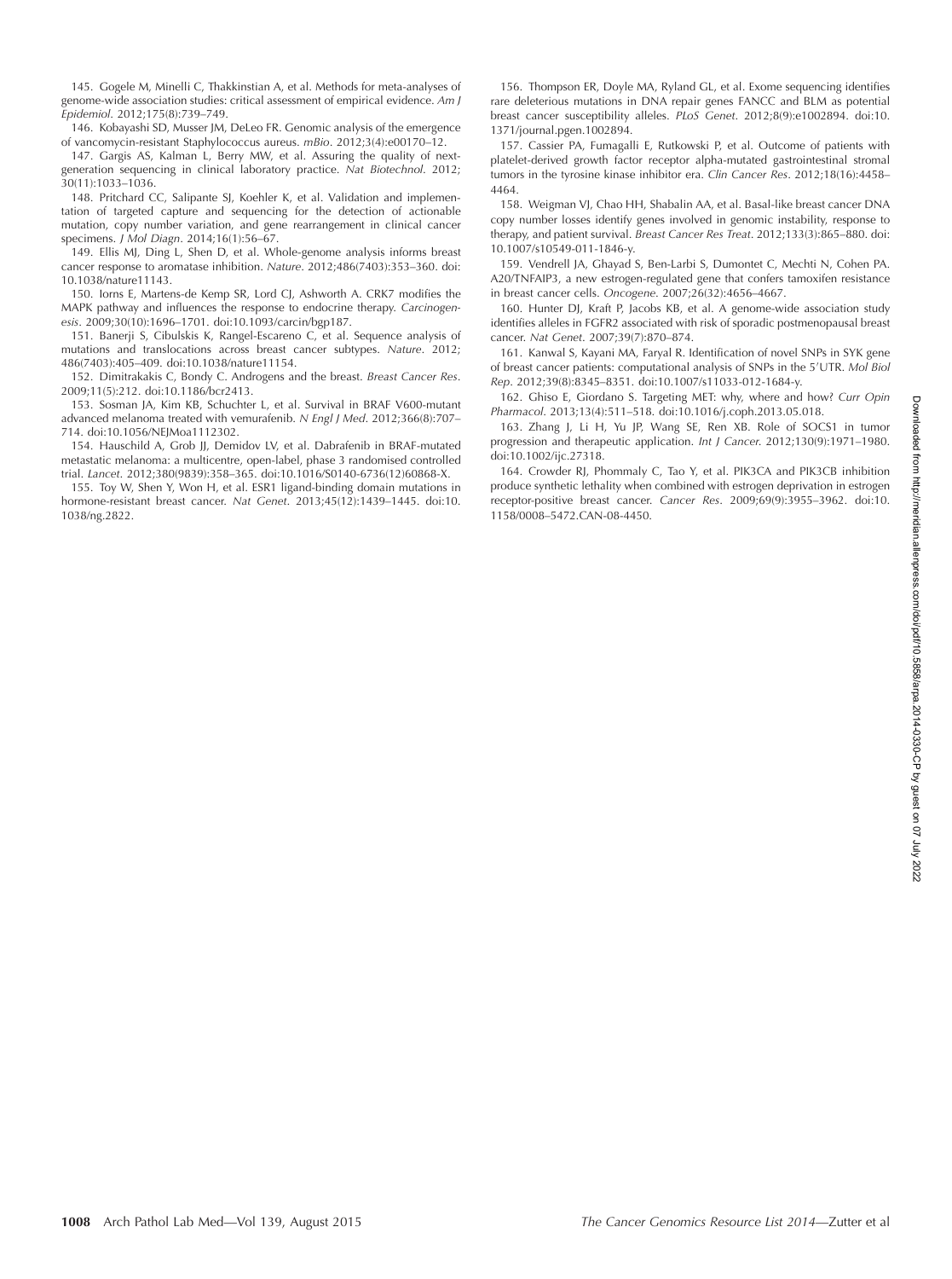145. Gogele M, Minelli C, Thakkinstian A, et al. Methods for meta-analyses of genome-wide association studies: critical assessment of empirical evidence. *Am J Epidemiol*. 2012;175(8):739–749.

146. Kobayashi SD, Musser JM, DeLeo FR. Genomic analysis of the emergence of vancomycin-resistant Staphylococcus aureus. *mBio*. 2012;3(4):e00170–12.

147. Gargis AS, Kalman L, Berry MW, et al. Assuring the quality of next-generation sequencing in clinical laboratory practice. *Nat Biotechnol*. 2012; 30(11):1033–1036.

148. Pritchard CC, Salipante SJ, Koehler K, et al. Validation and implementation of targeted capture and sequencing for the detection of actionable mutation, copy number variation, and gene rearrangement in clinical cancer specimens. *J Mol Diagn*. 2014;16(1):56–67.

149. Ellis MJ, Ding L, Shen D, et al. Whole-genome analysis informs breast cancer response to aromatase inhibition. *Nature*. 2012;486(7403):353–360. doi: 10.1038/nature11143.

150. Iorns E, Martens-de Kemp SR, Lord CJ, Ashworth A. CRK7 modifies the MAPK pathway and influences the response to endocrine therapy. *Carcinogenesis*. 2009;30(10):1696–1701. doi:10.1093/carcin/bgp187.

151. Banerji S, Cibulskis K, Rangel-Escareno C, et al. Sequence analysis of mutations and translocations across breast cancer subtypes. *Nature*. 2012; 486(7403):405–409. doi:10.1038/nature11154.

152. Dimitrakakis C, Bondy C. Androgens and the breast. *Breast Cancer Res*. 2009;11(5):212. doi:10.1186/bcr2413.

153. Sosman JA, Kim KB, Schuchter L, et al. Survival in BRAF V600-mutant advanced melanoma treated with vemurafenib. *N Engl J Med*. 2012;366(8):707–714. doi:10.1056/NEJMoa1112302.

154. Hauschild A, Grob JJ, Demidov LV, et al. Dabrafenib in BRAF-mutated metastatic melanoma: a multicentre, open-label, phase 3 randomised controlled trial. *Lancet*. 2012;380(9839):358–365. doi:10.1016/S0140-6736(12)60868-X.

155. Toy W, Shen Y, Won H, et al. ESR1 ligand-binding domain mutations in hormone-resistant breast cancer. *Nat Genet*. 2013;45(12):1439–1445. doi:10.1038/ng.2822.

156. Thompson ER, Doyle MA, Ryland GL, et al. Exome sequencing identifies rare deleterious mutations in DNA repair genes FANCC and BLM as potential breast cancer susceptibility alleles. *PLoS Genet*. 2012;8(9):e1002894. doi:10.1371/journal.pgen.1002894.

157. Cassier PA, Fumagalli E, Rutkowski P, et al. Outcome of patients with platelet-derived growth factor receptor alpha-mutated gastrointestinal stromal tumors in the tyrosine kinase inhibitor era. *Clin Cancer Res*. 2012;18(16):4458–4464.

158. Weigman VJ, Chao HH, Shabalin AA, et al. Basal-like breast cancer DNA copy number losses identify genes involved in genomic instability, response to therapy, and patient survival. *Breast Cancer Res Treat*. 2012;133(3):865–880. doi: 10.1007/s10549-011-1846-y.

159. Vendrell JA, Ghayad S, Ben-Larbi S, Dumontet C, Mechti N, Cohen PA. A20/TNFAIP3, a new estrogen-regulated gene that confers tamoxifen resistance in breast cancer cells. *Oncogene*. 2007;26(32):4656–4667.

160. Hunter DJ, Kraft P, Jacobs KB, et al. A genome-wide association study identifies alleles in FGFR2 associated with risk of sporadic postmenopausal breast cancer. *Nat Genet*. 2007;39(7):870–874.

161. Kanwal S, Kayani MA, Faryal R. Identification of novel SNPs in SYK gene of breast cancer patients: computational analysis of SNPs in the 5′UTR. *Mol Biol Rep*. 2012;39(8):8345–8351. doi:10.1007/s11033-012-1684-y.

162. Ghiso E, Giordano S. Targeting MET: why, where and how? *Curr Opin Pharmacol*. 2013;13(4):511–518. doi:10.1016/j.coph.2013.05.018.

163. Zhang J, Li H, Yu JP, Wang SE, Ren XB. Role of SOCS1 in tumor progression and therapeutic application. *Int J Cancer*. 2012;130(9):1971–1980. doi:10.1002/ijc.27318.

164. Crowder RJ, Phommaly C, Tao Y, et al. PIK3CA and PIK3CB inhibition produce synthetic lethality when combined with estrogen deprivation in estrogen receptor-positive breast cancer. *Cancer Res*. 2009;69(9):3955–3962. doi:10.1158/0008-5472.CAN-08-4450.